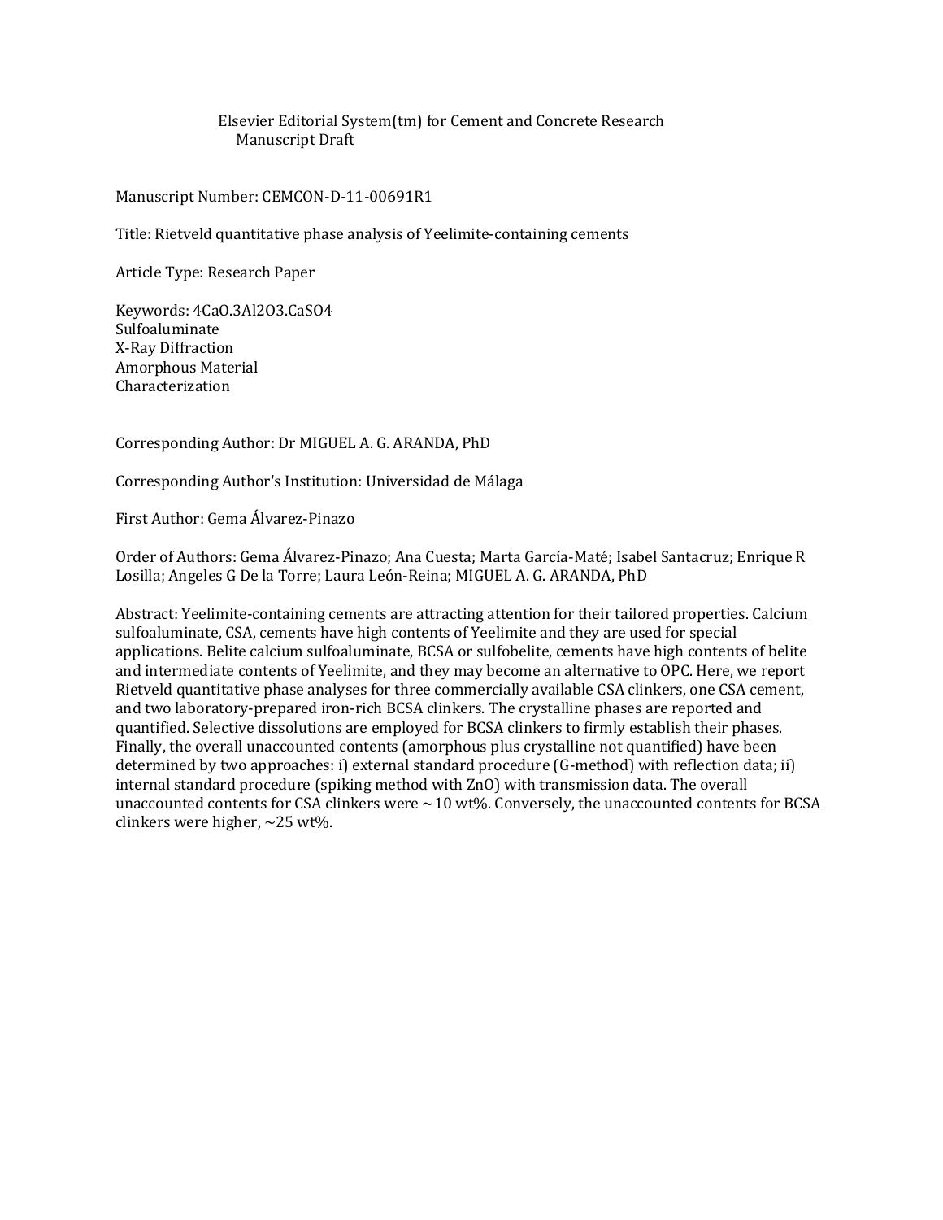Elsevier Editorial System(tm) for Cement and Concrete Research
Manuscript Draft

Manuscript Number: CEMCON-D-11-00691R1

Title: Rietveld quantitative phase analysis of Yeelimite-containing cements

Article Type: Research Paper

Keywords: 4CaO.3Al2O3.CaSO4
Sulfoaluminate
X-Ray Diffraction
Amorphous Material
Characterization

Corresponding Author: Dr MIGUEL A. G. ARANDA, PhD

Corresponding Author's Institution: Universidad de Málaga

First Author: Gema Álvarez-Pinazo

Order of Authors: Gema Álvarez-Pinazo; Ana Cuesta; Marta García-Maté; Isabel Santacruz; Enrique R Losilla; Angeles G De la Torre; Laura León-Reina; MIGUEL A. G. ARANDA, PhD

Abstract: Yeelimite-containing cements are attracting attention for their tailored properties. Calcium sulfoaluminate, CSA, cements have high contents of Yeelimite and they are used for special applications. Belite calcium sulfoaluminate, BCSA or sulfobelite, cements have high contents of belite and intermediate contents of Yeelimite, and they may become an alternative to OPC. Here, we report Rietveld quantitative phase analyses for three commercially available CSA clinkers, one CSA cement, and two laboratory-prepared iron-rich BCSA clinkers. The crystalline phases are reported and quantified. Selective dissolutions are employed for BCSA clinkers to firmly establish their phases. Finally, the overall unaccounted contents (amorphous plus crystalline not quantified) have been determined by two approaches: i) external standard procedure (G-method) with reflection data; ii) internal standard procedure (spiking method with ZnO) with transmission data. The overall unaccounted contents for CSA clinkers were ~10 wt%. Conversely, the unaccounted contents for BCSA clinkers were higher, ~25 wt%.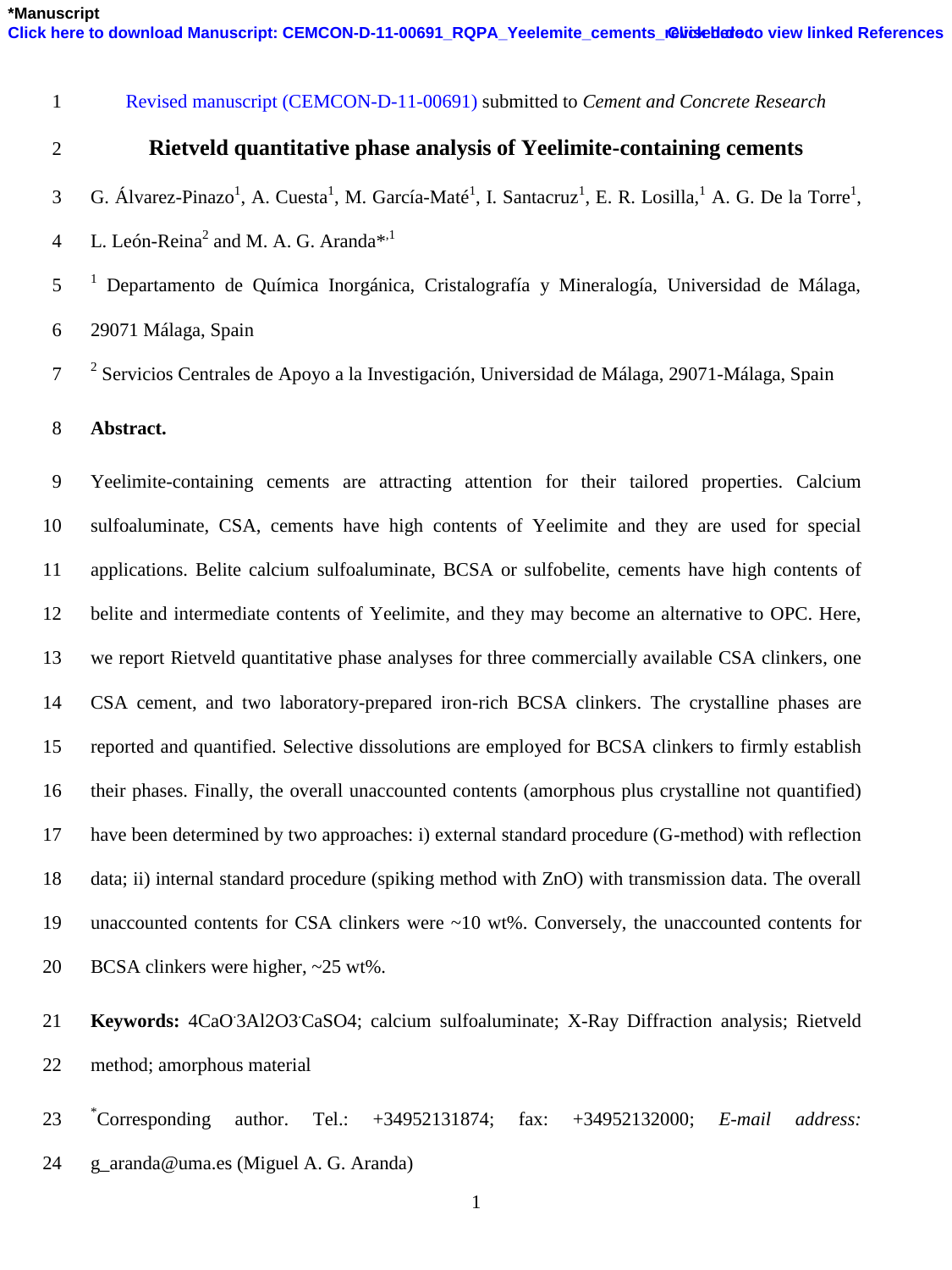Revised manuscript (CEMCON-D-11-00691) submitted to *Cement and Concrete Research*

# Rietveld quantitative phase analysis of Yeelimite-containing cements

G. Álvarez-Pinazo[1], A. Cuesta[1], M. García-Maté[1], I. Santacruz[1], E. R. Losilla,[1] A. G. De la Torre[1], L. León-Reina[2] and M. A. G. Aranda*[,1]

[1] Departamento de Química Inorgánica, Cristalografía y Mineralogía, Universidad de Málaga, 29071 Málaga, Spain

[2] Servicios Centrales de Apoyo a la Investigación, Universidad de Málaga, 29071-Málaga, Spain

## Abstract.

Yeelimite-containing cements are attracting attention for their tailored properties. Calcium sulfoaluminate, CSA, cements have high contents of Yeelimite and they are used for special applications. Belite calcium sulfoaluminate, BCSA or sulfobelite, cements have high contents of belite and intermediate contents of Yeelimite, and they may become an alternative to OPC. Here, we report Rietveld quantitative phase analyses for three commercially available CSA clinkers, one CSA cement, and two laboratory-prepared iron-rich BCSA clinkers. The crystalline phases are reported and quantified. Selective dissolutions are employed for BCSA clinkers to firmly establish their phases. Finally, the overall unaccounted contents (amorphous plus crystalline not quantified) have been determined by two approaches: i) external standard procedure (G-method) with reflection data; ii) internal standard procedure (spiking method with ZnO) with transmission data. The overall unaccounted contents for CSA clinkers were ~10 wt%. Conversely, the unaccounted contents for BCSA clinkers were higher, ~25 wt%.

**Keywords:** 4CaO·3Al2O3·CaSO4; calcium sulfoaluminate; X-Ray Diffraction analysis; Rietveld method; amorphous material

*Corresponding author. Tel.: +34952131874; fax: +34952132000; *E-mail address:* g_aranda@uma.es (Miguel A. G. Aranda)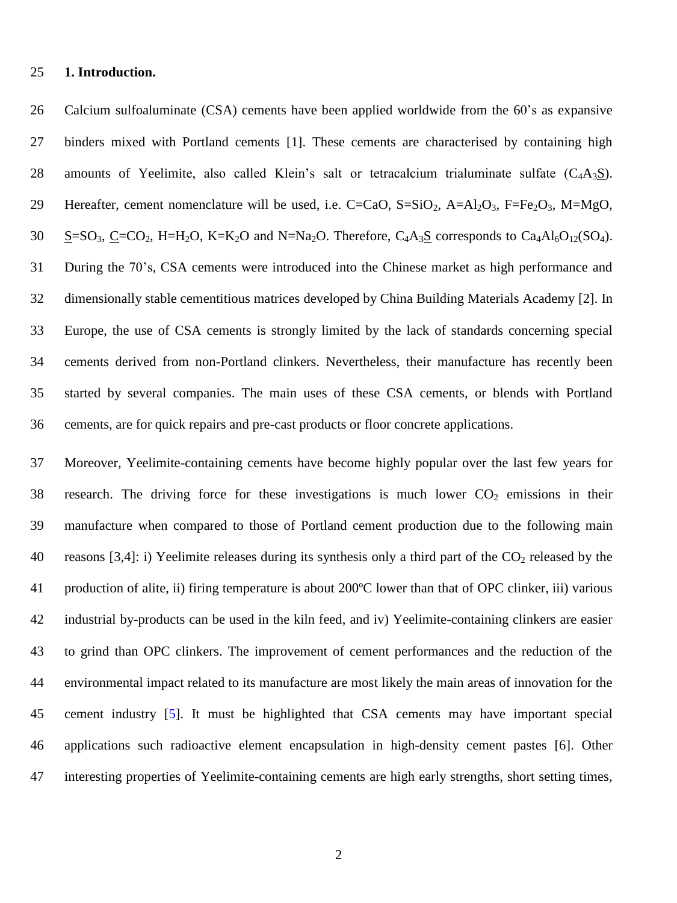## 1. Introduction.

Calcium sulfoaluminate (CSA) cements have been applied worldwide from the 60's as expansive binders mixed with Portland cements [1]. These cements are characterised by containing high amounts of Yeelimite, also called Klein's salt or tetracalcium trialuminate sulfate ($C_4A_3\underline{S}$). Hereafter, cement nomenclature will be used, i.e. C=CaO, S=$SiO_2$, A=$Al_2O_3$, F=$Fe_2O_3$, M=MgO, $\underline{S}$=$SO_3$, $\underline{C}$=$CO_2$, H=$H_2O$, K=$K_2O$ and N=$Na_2O$. Therefore, $C_4A_3\underline{S}$ corresponds to $Ca_4Al_6O_{12}(SO_4)$. During the 70's, CSA cements were introduced into the Chinese market as high performance and dimensionally stable cementitious matrices developed by China Building Materials Academy [2]. In Europe, the use of CSA cements is strongly limited by the lack of standards concerning special cements derived from non-Portland clinkers. Nevertheless, their manufacture has recently been started by several companies. The main uses of these CSA cements, or blends with Portland cements, are for quick repairs and pre-cast products or floor concrete applications.

Moreover, Yeelimite-containing cements have become highly popular over the last few years for research. The driving force for these investigations is much lower $CO_2$ emissions in their manufacture when compared to those of Portland cement production due to the following main reasons [3,4]: i) Yeelimite releases during its synthesis only a third part of the $CO_2$ released by the production of alite, ii) firing temperature is about 200ºC lower than that of OPC clinker, iii) various industrial by-products can be used in the kiln feed, and iv) Yeelimite-containing clinkers are easier to grind than OPC clinkers. The improvement of cement performances and the reduction of the environmental impact related to its manufacture are most likely the main areas of innovation for the cement industry [5]. It must be highlighted that CSA cements may have important special applications such radioactive element encapsulation in high-density cement pastes [6]. Other interesting properties of Yeelimite-containing cements are high early strengths, short setting times,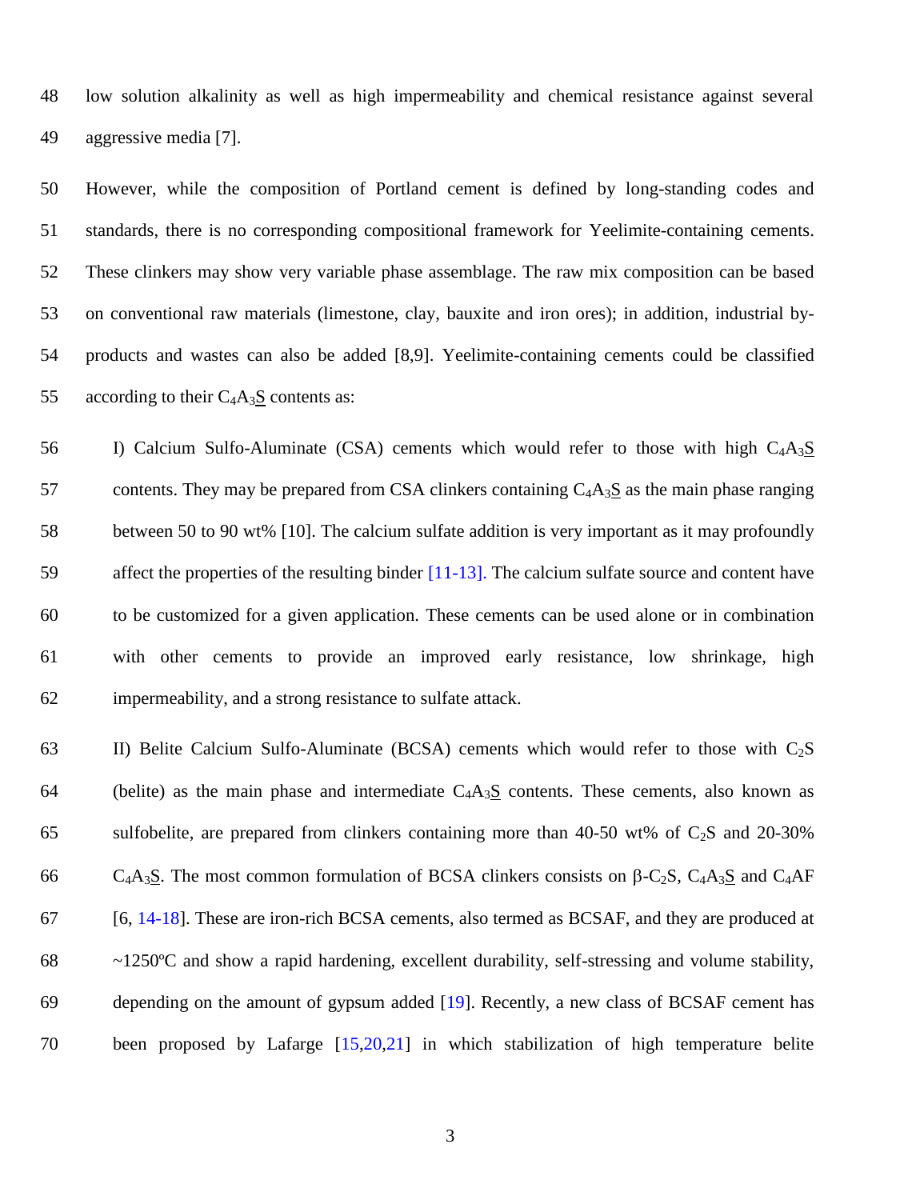low solution alkalinity as well as high impermeability and chemical resistance against several aggressive media [7].

However, while the composition of Portland cement is defined by long-standing codes and standards, there is no corresponding compositional framework for Yeelimite-containing cements. These clinkers may show very variable phase assemblage. The raw mix composition can be based on conventional raw materials (limestone, clay, bauxite and iron ores); in addition, industrial by-products and wastes can also be added [8,9]. Yeelimite-containing cements could be classified according to their $C_4A_3\underline{S}$ contents as:

I) Calcium Sulfo-Aluminate (CSA) cements which would refer to those with high $C_4A_3\underline{S}$ contents. They may be prepared from CSA clinkers containing $C_4A_3\underline{S}$ as the main phase ranging between 50 to 90 wt% [10]. The calcium sulfate addition is very important as it may profoundly affect the properties of the resulting binder [11-13]. The calcium sulfate source and content have to be customized for a given application. These cements can be used alone or in combination with other cements to provide an improved early resistance, low shrinkage, high impermeability, and a strong resistance to sulfate attack.

II) Belite Calcium Sulfo-Aluminate (BCSA) cements which would refer to those with $C_2S$ (belite) as the main phase and intermediate $C_4A_3\underline{S}$ contents. These cements, also known as sulfobelite, are prepared from clinkers containing more than 40-50 wt% of $C_2S$ and 20-30% $C_4A_3\underline{S}$. The most common formulation of BCSA clinkers consists on $\beta$-$C_2S$, $C_4A_3\underline{S}$ and $C_4AF$ [6, 14-18]. These are iron-rich BCSA cements, also termed as BCSAF, and they are produced at ~1250ºC and show a rapid hardening, excellent durability, self-stressing and volume stability, depending on the amount of gypsum added [19]. Recently, a new class of BCSAF cement has been proposed by Lafarge [15,20,21] in which stabilization of high temperature belite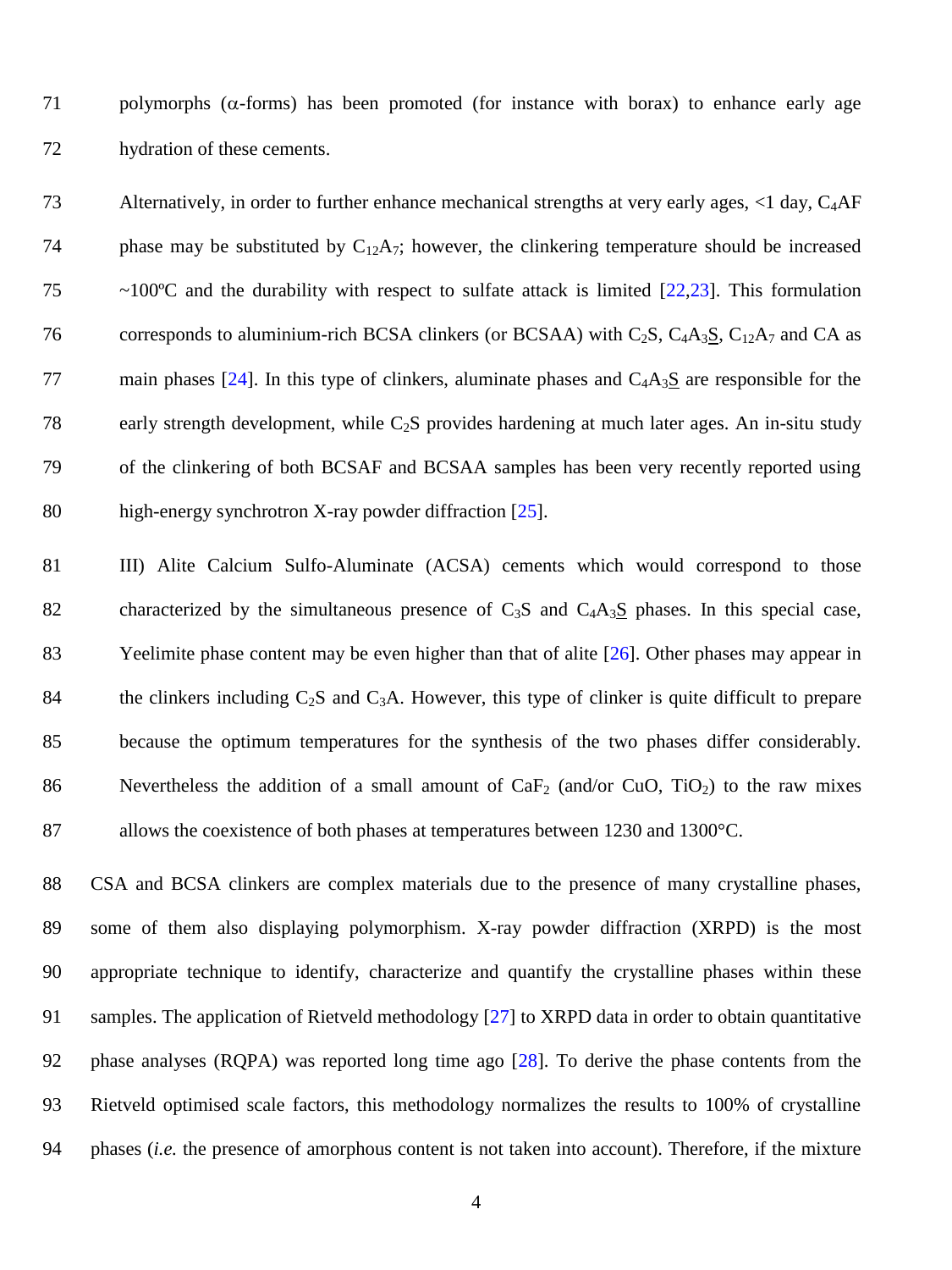polymorphs ($\alpha$-forms) has been promoted (for instance with borax) to enhance early age hydration of these cements.

Alternatively, in order to further enhance mechanical strengths at very early ages, <1 day, $C_4AF$ phase may be substituted by $C_{12}A_7$; however, the clinkering temperature should be increased ~100ºC and the durability with respect to sulfate attack is limited [22,23]. This formulation corresponds to aluminium-rich BCSA clinkers (or BCSAA) with $C_2S$, $C_4A_3\underline{S}$, $C_{12}A_7$ and CA as main phases [24]. In this type of clinkers, aluminate phases and $C_4A_3\underline{S}$ are responsible for the early strength development, while $C_2S$ provides hardening at much later ages. An in-situ study of the clinkering of both BCSAF and BCSAA samples has been very recently reported using high-energy synchrotron X-ray powder diffraction [25].

III) Alite Calcium Sulfo-Aluminate (ACSA) cements which would correspond to those characterized by the simultaneous presence of $C_3S$ and $C_4A_3\underline{S}$ phases. In this special case, Yeelimite phase content may be even higher than that of alite [26]. Other phases may appear in the clinkers including $C_2S$ and $C_3A$. However, this type of clinker is quite difficult to prepare because the optimum temperatures for the synthesis of the two phases differ considerably. Nevertheless the addition of a small amount of $CaF_2$ (and/or CuO, $TiO_2$) to the raw mixes allows the coexistence of both phases at temperatures between 1230 and 1300°C.

CSA and BCSA clinkers are complex materials due to the presence of many crystalline phases, some of them also displaying polymorphism. X-ray powder diffraction (XRPD) is the most appropriate technique to identify, characterize and quantify the crystalline phases within these samples. The application of Rietveld methodology [27] to XRPD data in order to obtain quantitative phase analyses (RQPA) was reported long time ago [28]. To derive the phase contents from the Rietveld optimised scale factors, this methodology normalizes the results to 100% of crystalline phases (*i.e.* the presence of amorphous content is not taken into account). Therefore, if the mixture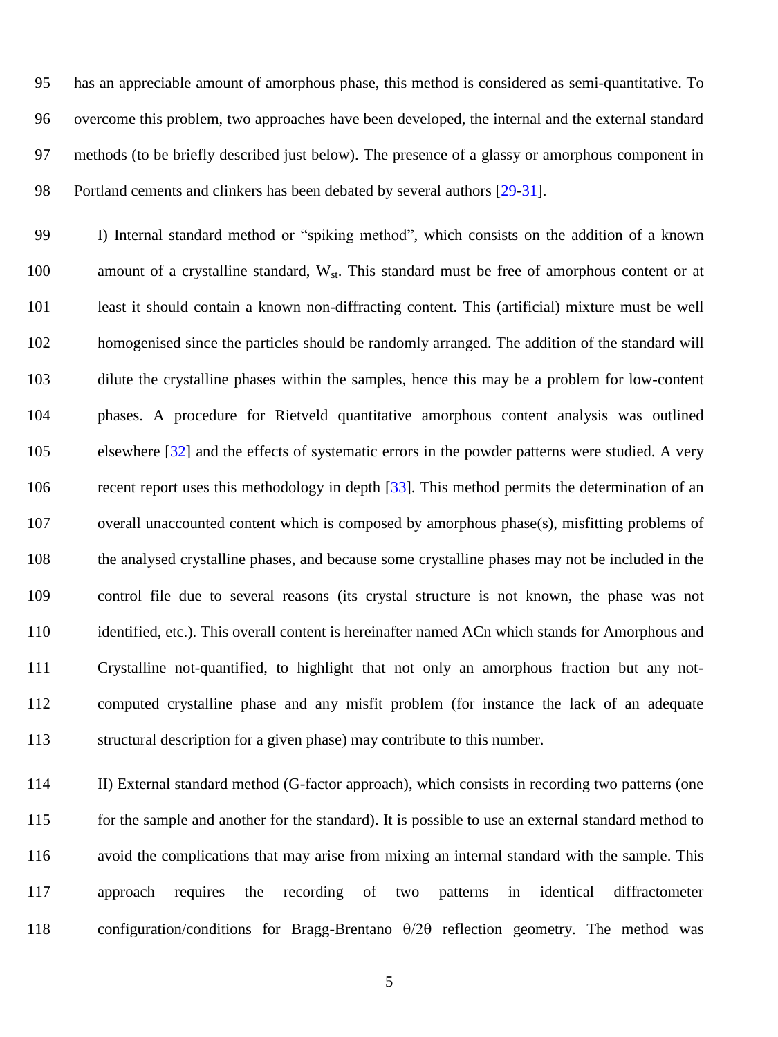has an appreciable amount of amorphous phase, this method is considered as semi-quantitative. To overcome this problem, two approaches have been developed, the internal and the external standard methods (to be briefly described just below). The presence of a glassy or amorphous component in Portland cements and clinkers has been debated by several authors [29-31].

I) Internal standard method or "spiking method", which consists on the addition of a known amount of a crystalline standard, $W_{st}$. This standard must be free of amorphous content or at least it should contain a known non-diffracting content. This (artificial) mixture must be well homogenised since the particles should be randomly arranged. The addition of the standard will dilute the crystalline phases within the samples, hence this may be a problem for low-content phases. A procedure for Rietveld quantitative amorphous content analysis was outlined elsewhere [32] and the effects of systematic errors in the powder patterns were studied. A very recent report uses this methodology in depth [33]. This method permits the determination of an overall unaccounted content which is composed by amorphous phase(s), misfitting problems of the analysed crystalline phases, and because some crystalline phases may not be included in the control file due to several reasons (its crystal structure is not known, the phase was not identified, etc.). This overall content is hereinafter named ACn which stands for Amorphous and Crystalline not-quantified, to highlight that not only an amorphous fraction but any not-computed crystalline phase and any misfit problem (for instance the lack of an adequate structural description for a given phase) may contribute to this number.

II) External standard method (G-factor approach), which consists in recording two patterns (one for the sample and another for the standard). It is possible to use an external standard method to avoid the complications that may arise from mixing an internal standard with the sample. This approach requires the recording of two patterns in identical diffractometer configuration/conditions for Bragg-Brentano $\theta/2\theta$ reflection geometry. The method was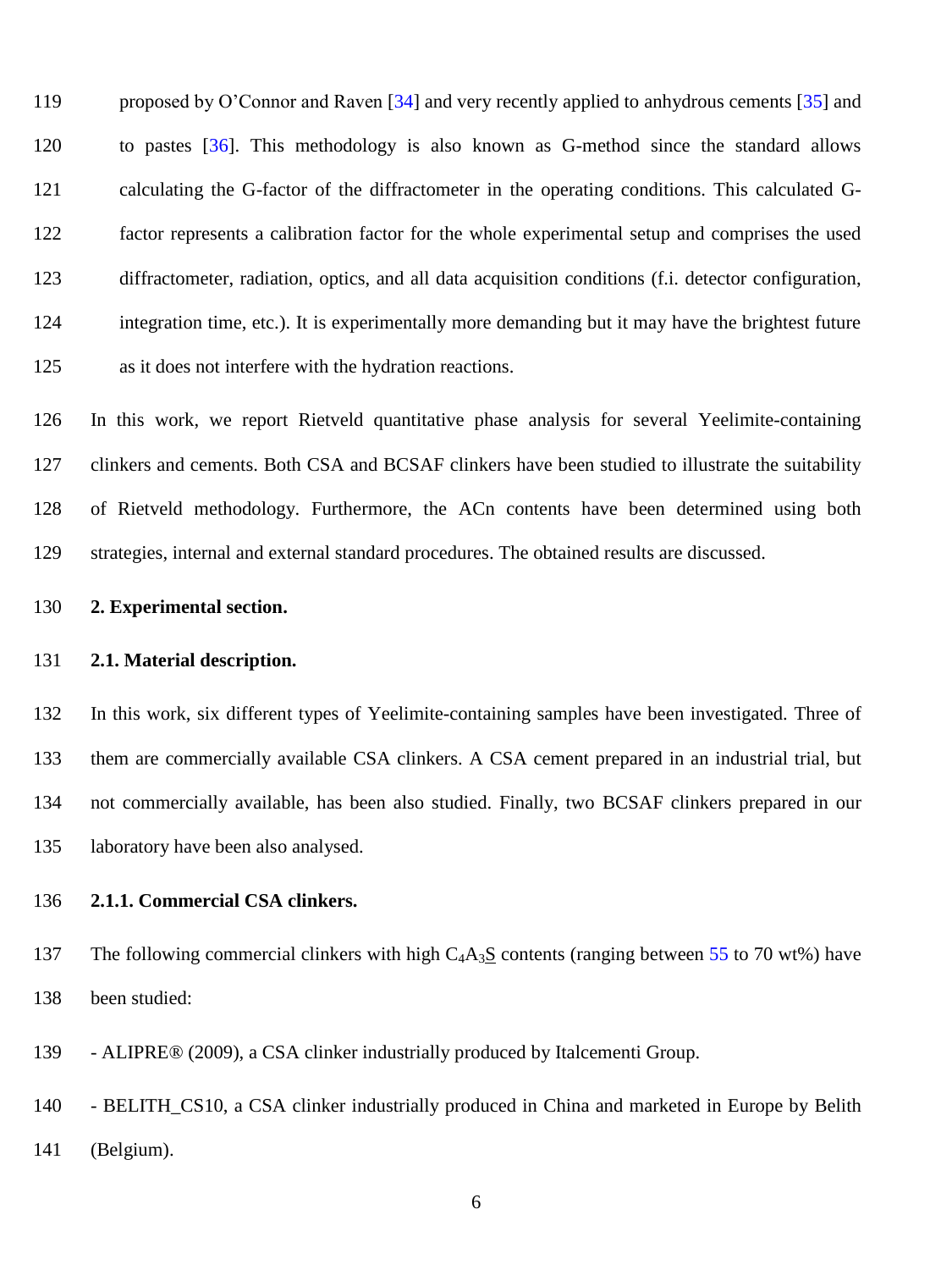proposed by O'Connor and Raven [34] and very recently applied to anhydrous cements [35] and to pastes [36]. This methodology is also known as G-method since the standard allows calculating the G-factor of the diffractometer in the operating conditions. This calculated G-factor represents a calibration factor for the whole experimental setup and comprises the used diffractometer, radiation, optics, and all data acquisition conditions (f.i. detector configuration, integration time, etc.). It is experimentally more demanding but it may have the brightest future as it does not interfere with the hydration reactions.

In this work, we report Rietveld quantitative phase analysis for several Yeelimite-containing clinkers and cements. Both CSA and BCSAF clinkers have been studied to illustrate the suitability of Rietveld methodology. Furthermore, the ACn contents have been determined using both strategies, internal and external standard procedures. The obtained results are discussed.

## 2. Experimental section.

### 2.1. Material description.

In this work, six different types of Yeelimite-containing samples have been investigated. Three of them are commercially available CSA clinkers. A CSA cement prepared in an industrial trial, but not commercially available, has been also studied. Finally, two BCSAF clinkers prepared in our laboratory have been also analysed.

#### 2.1.1. Commercial CSA clinkers.

The following commercial clinkers with high $C_4A_3\underline{S}$ contents (ranging between 55 to 70 wt%) have been studied:

- ALIPRE® (2009), a CSA clinker industrially produced by Italcementi Group.

- BELITH_CS10, a CSA clinker industrially produced in China and marketed in Europe by Belith (Belgium).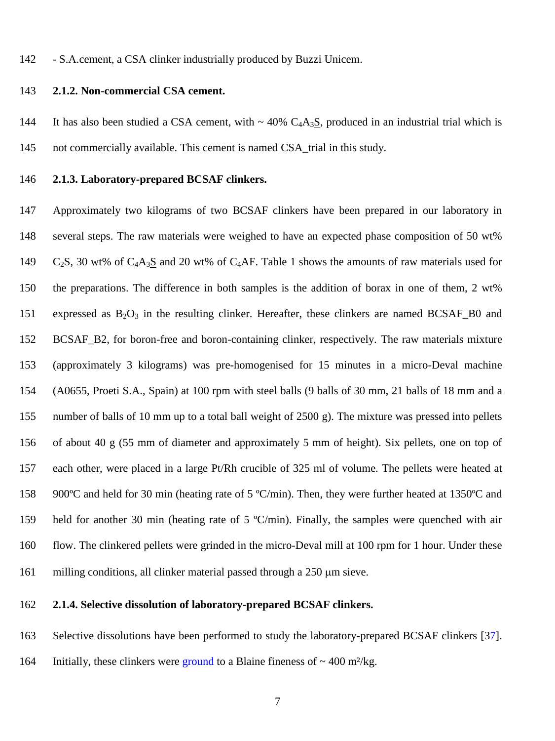- S.A.cement, a CSA clinker industrially produced by Buzzi Unicem.

### 2.1.2. Non-commercial CSA cement.

It has also been studied a CSA cement, with ~ 40% $C_4A_3\underline{S}$, produced in an industrial trial which is not commercially available. This cement is named CSA_trial in this study.

### 2.1.3. Laboratory-prepared BCSAF clinkers.

Approximately two kilograms of two BCSAF clinkers have been prepared in our laboratory in several steps. The raw materials were weighed to have an expected phase composition of 50 wt% $C_2S$, 30 wt% of $C_4A_3\underline{S}$ and 20 wt% of $C_4AF$. Table 1 shows the amounts of raw materials used for the preparations. The difference in both samples is the addition of borax in one of them, 2 wt% expressed as $B_2O_3$ in the resulting clinker. Hereafter, these clinkers are named BCSAF_B0 and BCSAF_B2, for boron-free and boron-containing clinker, respectively. The raw materials mixture (approximately 3 kilograms) was pre-homogenised for 15 minutes in a micro-Deval machine (A0655, Proeti S.A., Spain) at 100 rpm with steel balls (9 balls of 30 mm, 21 balls of 18 mm and a number of balls of 10 mm up to a total ball weight of 2500 g). The mixture was pressed into pellets of about 40 g (55 mm of diameter and approximately 5 mm of height). Six pellets, one on top of each other, were placed in a large Pt/Rh crucible of 325 ml of volume. The pellets were heated at 900ºC and held for 30 min (heating rate of 5 ºC/min). Then, they were further heated at 1350ºC and held for another 30 min (heating rate of 5 ºC/min). Finally, the samples were quenched with air flow. The clinkered pellets were grinded in the micro-Deval mill at 100 rpm for 1 hour. Under these milling conditions, all clinker material passed through a 250 μm sieve.

### 2.1.4. Selective dissolution of laboratory-prepared BCSAF clinkers.

Selective dissolutions have been performed to study the laboratory-prepared BCSAF clinkers [37]. Initially, these clinkers were ground to a Blaine fineness of ~ 400 m²/kg.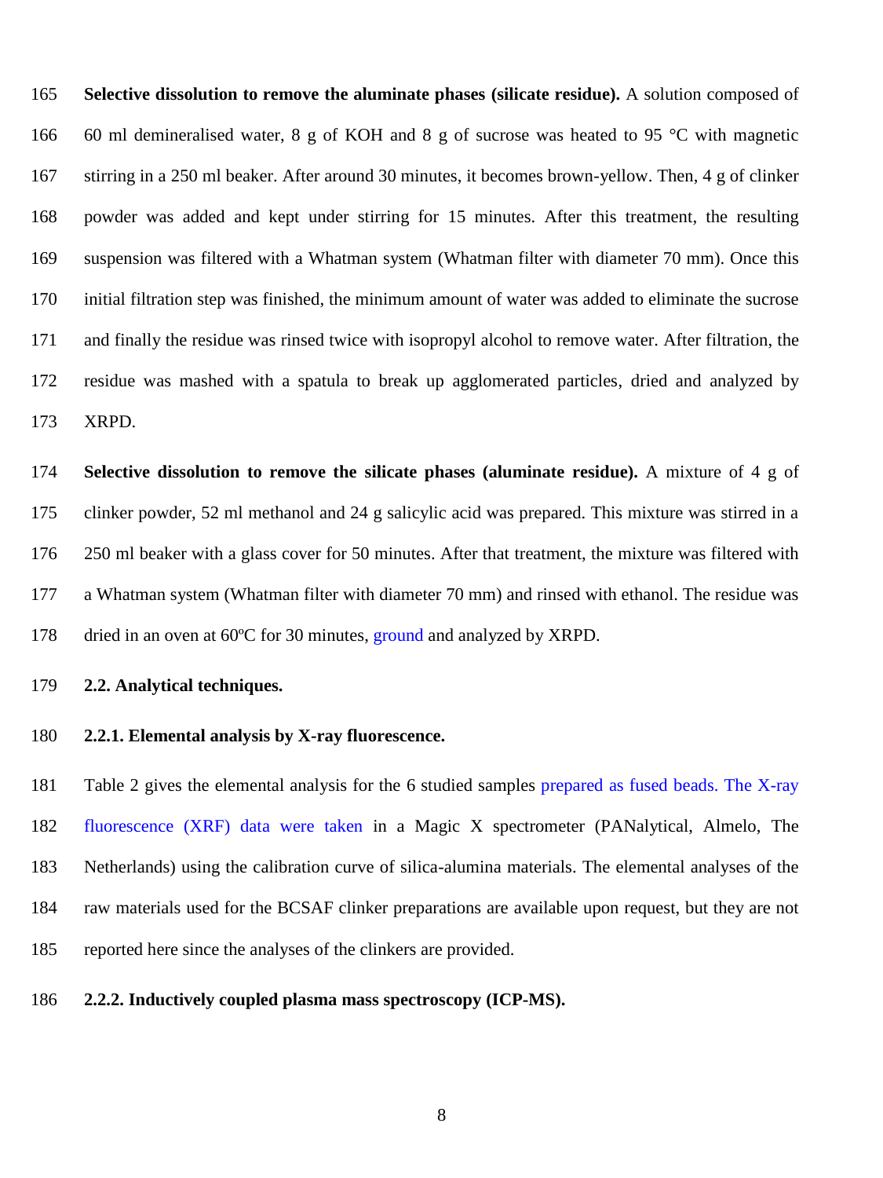**Selective dissolution to remove the aluminate phases (silicate residue).** A solution composed of 60 ml demineralised water, 8 g of KOH and 8 g of sucrose was heated to 95 °C with magnetic stirring in a 250 ml beaker. After around 30 minutes, it becomes brown-yellow. Then, 4 g of clinker powder was added and kept under stirring for 15 minutes. After this treatment, the resulting suspension was filtered with a Whatman system (Whatman filter with diameter 70 mm). Once this initial filtration step was finished, the minimum amount of water was added to eliminate the sucrose and finally the residue was rinsed twice with isopropyl alcohol to remove water. After filtration, the residue was mashed with a spatula to break up agglomerated particles, dried and analyzed by XRPD.

**Selective dissolution to remove the silicate phases (aluminate residue).** A mixture of 4 g of clinker powder, 52 ml methanol and 24 g salicylic acid was prepared. This mixture was stirred in a 250 ml beaker with a glass cover for 50 minutes. After that treatment, the mixture was filtered with a Whatman system (Whatman filter with diameter 70 mm) and rinsed with ethanol. The residue was dried in an oven at 60ºC for 30 minutes, ground and analyzed by XRPD.

## 2.2. Analytical techniques.

### 2.2.1. Elemental analysis by X-ray fluorescence.

Table 2 gives the elemental analysis for the 6 studied samples prepared as fused beads. The X-ray fluorescence (XRF) data were taken in a Magic X spectrometer (PANalytical, Almelo, The Netherlands) using the calibration curve of silica-alumina materials. The elemental analyses of the raw materials used for the BCSAF clinker preparations are available upon request, but they are not reported here since the analyses of the clinkers are provided.

### 2.2.2. Inductively coupled plasma mass spectroscopy (ICP-MS).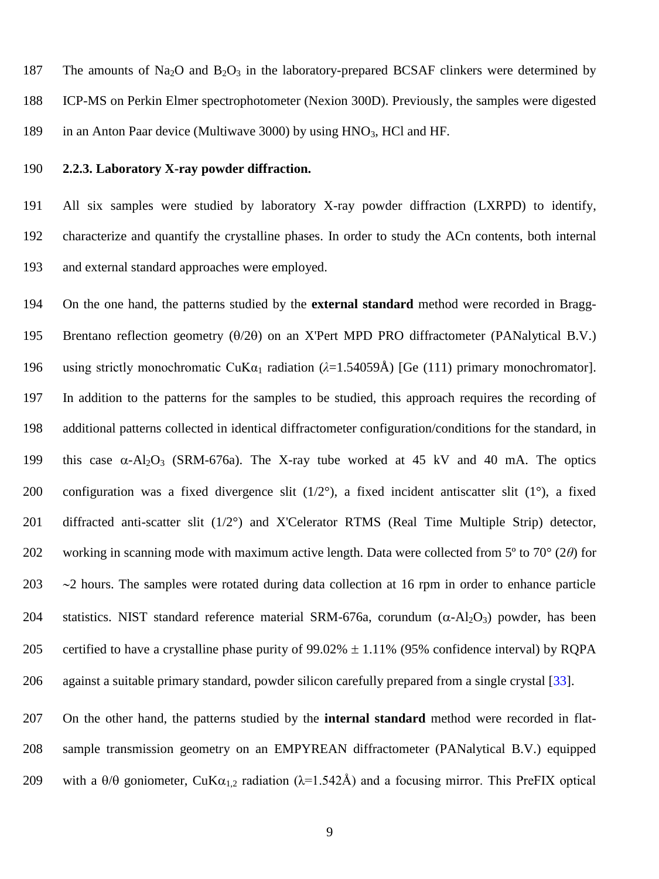The amounts of $Na_2O$ and $B_2O_3$ in the laboratory-prepared BCSAF clinkers were determined by ICP-MS on Perkin Elmer spectrophotometer (Nexion 300D). Previously, the samples were digested in an Anton Paar device (Multiwave 3000) by using $HNO_3$, HCl and HF.

### 2.2.3. Laboratory X-ray powder diffraction.

All six samples were studied by laboratory X-ray powder diffraction (LXRPD) to identify, characterize and quantify the crystalline phases. In order to study the ACn contents, both internal and external standard approaches were employed.

On the one hand, the patterns studied by the **external standard** method were recorded in Bragg-Brentano reflection geometry (θ/2θ) on an X'Pert MPD PRO diffractometer (PANalytical B.V.) using strictly monochromatic $CuK\alpha_1$ radiation ($\lambda$=1.54059Å) [Ge (111) primary monochromator]. In addition to the patterns for the samples to be studied, this approach requires the recording of additional patterns collected in identical diffractometer configuration/conditions for the standard, in this case $\alpha$-$Al_2O_3$ (SRM-676a). The X-ray tube worked at 45 kV and 40 mA. The optics configuration was a fixed divergence slit (1/2°), a fixed incident antiscatter slit (1°), a fixed diffracted anti-scatter slit (1/2°) and X'Celerator RTMS (Real Time Multiple Strip) detector, working in scanning mode with maximum active length. Data were collected from 5º to 70° (2$\theta$) for ~2 hours. The samples were rotated during data collection at 16 rpm in order to enhance particle statistics. NIST standard reference material SRM-676a, corundum ($\alpha$-$Al_2O_3$) powder, has been certified to have a crystalline phase purity of 99.02% ± 1.11% (95% confidence interval) by RQPA against a suitable primary standard, powder silicon carefully prepared from a single crystal [33].

On the other hand, the patterns studied by the **internal standard** method were recorded in flat-sample transmission geometry on an EMPYREAN diffractometer (PANalytical B.V.) equipped with a θ/θ goniometer, $CuK\alpha_{1,2}$ radiation (λ=1.542Å) and a focusing mirror. This PreFIX optical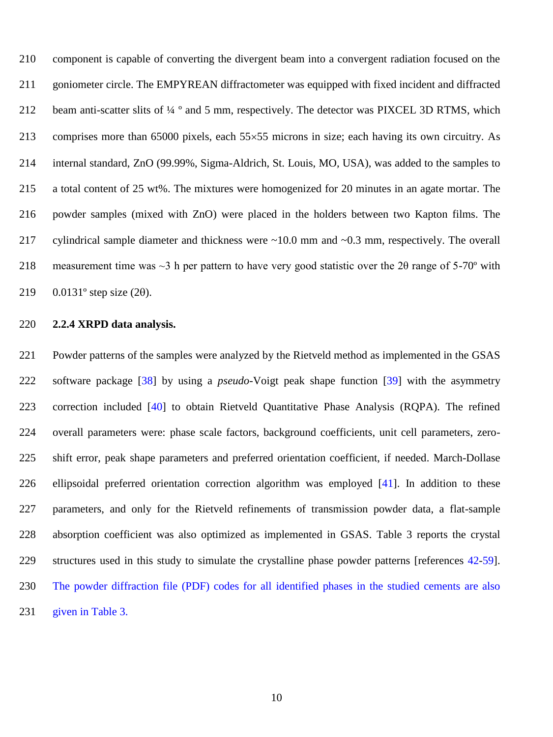component is capable of converting the divergent beam into a convergent radiation focused on the goniometer circle. The EMPYREAN diffractometer was equipped with fixed incident and diffracted beam anti-scatter slits of ¼ º and 5 mm, respectively. The detector was PIXCEL 3D RTMS, which comprises more than 65000 pixels, each 55×55 microns in size; each having its own circuitry. As internal standard, ZnO (99.99%, Sigma-Aldrich, St. Louis, MO, USA), was added to the samples to a total content of 25 wt%. The mixtures were homogenized for 20 minutes in an agate mortar. The powder samples (mixed with ZnO) were placed in the holders between two Kapton films. The cylindrical sample diameter and thickness were ~10.0 mm and ~0.3 mm, respectively. The overall measurement time was ~3 h per pattern to have very good statistic over the 2θ range of 5-70º with 0.0131º step size (2θ).

### 2.2.4 XRPD data analysis.

Powder patterns of the samples were analyzed by the Rietveld method as implemented in the GSAS software package [38] by using a *pseudo*-Voigt peak shape function [39] with the asymmetry correction included [40] to obtain Rietveld Quantitative Phase Analysis (RQPA). The refined overall parameters were: phase scale factors, background coefficients, unit cell parameters, zero-shift error, peak shape parameters and preferred orientation coefficient, if needed. March-Dollase ellipsoidal preferred orientation correction algorithm was employed [41]. In addition to these parameters, and only for the Rietveld refinements of transmission powder data, a flat-sample absorption coefficient was also optimized as implemented in GSAS. Table 3 reports the crystal structures used in this study to simulate the crystalline phase powder patterns [references 42-59]. The powder diffraction file (PDF) codes for all identified phases in the studied cements are also given in Table 3.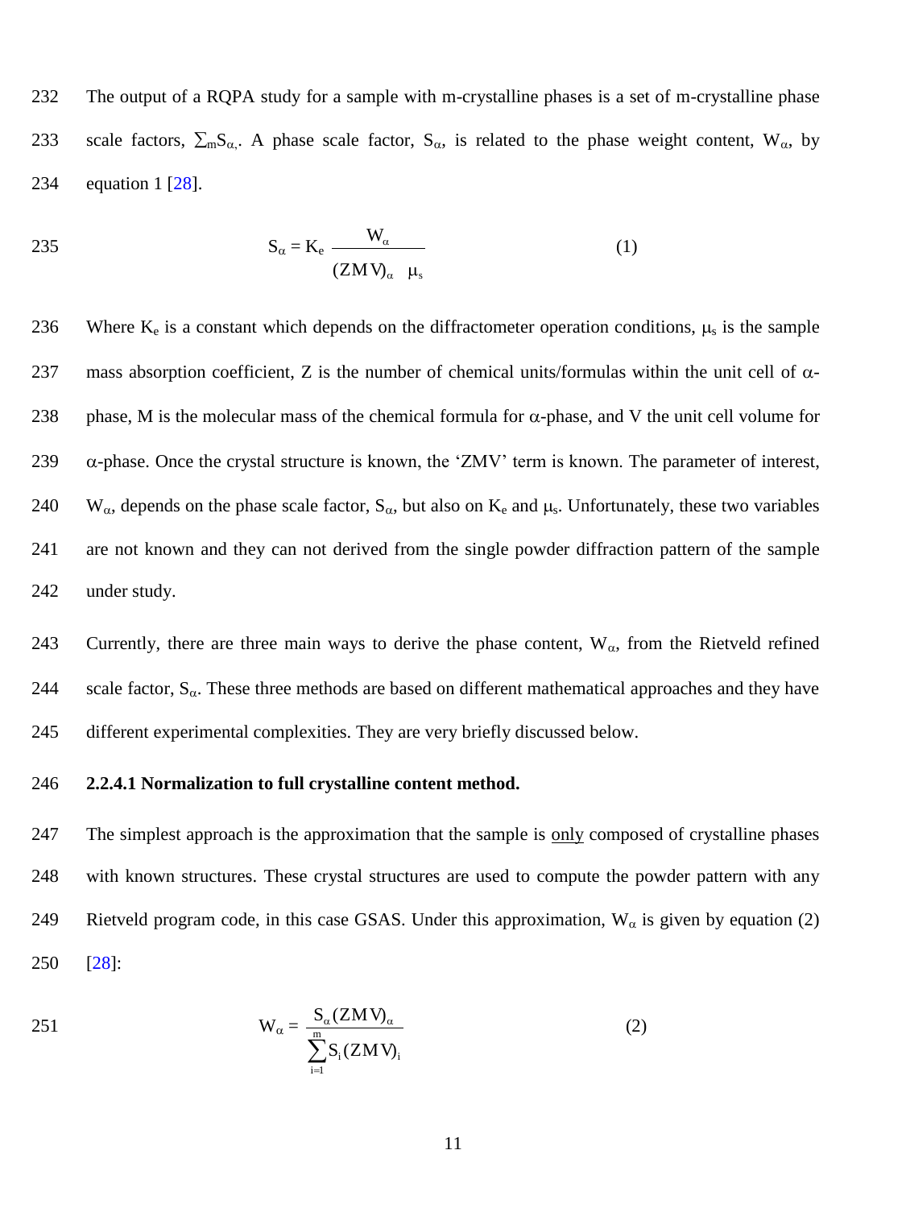The output of a RQPA study for a sample with m-crystalline phases is a set of m-crystalline phase scale factors, $\sum_m S_\alpha$. A phase scale factor, $S_\alpha$, is related to the phase weight content, $W_\alpha$, by equation 1 [28].

$$S_\alpha = K_e \frac{W_\alpha}{(ZMV)_\alpha \ \mu_s} \qquad (1)$$

Where $K_e$ is a constant which depends on the diffractometer operation conditions, $\mu_s$ is the sample mass absorption coefficient, Z is the number of chemical units/formulas within the unit cell of α-phase, M is the molecular mass of the chemical formula for α-phase, and V the unit cell volume for α-phase. Once the crystal structure is known, the 'ZMV' term is known. The parameter of interest, $W_\alpha$, depends on the phase scale factor, $S_\alpha$, but also on $K_e$ and $\mu_s$. Unfortunately, these two variables are not known and they can not derived from the single powder diffraction pattern of the sample under study.

Currently, there are three main ways to derive the phase content, $W_\alpha$, from the Rietveld refined scale factor, $S_\alpha$. These three methods are based on different mathematical approaches and they have different experimental complexities. They are very briefly discussed below.

#### 2.2.4.1 Normalization to full crystalline content method.

The simplest approach is the approximation that the sample is only composed of crystalline phases with known structures. These crystal structures are used to compute the powder pattern with any Rietveld program code, in this case GSAS. Under this approximation, $W_\alpha$ is given by equation (2) [28]:

$$W_\alpha = \frac{S_\alpha (ZMV)_\alpha}{\sum_{i=1}^{m} S_i (ZMV)_i} \qquad (2)$$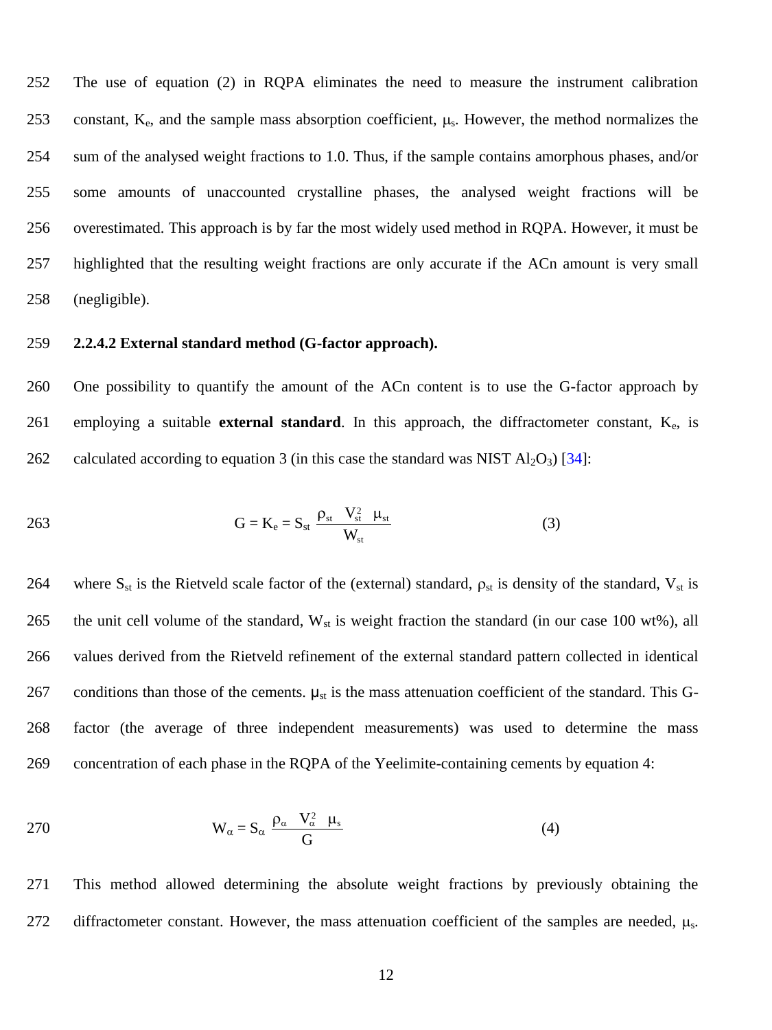The use of equation (2) in RQPA eliminates the need to measure the instrument calibration constant, $K_e$, and the sample mass absorption coefficient, $\mu_s$. However, the method normalizes the sum of the analysed weight fractions to 1.0. Thus, if the sample contains amorphous phases, and/or some amounts of unaccounted crystalline phases, the analysed weight fractions will be overestimated. This approach is by far the most widely used method in RQPA. However, it must be highlighted that the resulting weight fractions are only accurate if the ACn amount is very small (negligible).

#### 2.2.4.2 External standard method (G-factor approach).

One possibility to quantify the amount of the ACn content is to use the G-factor approach by employing a suitable **external standard**. In this approach, the diffractometer constant, $K_e$, is calculated according to equation 3 (in this case the standard was NIST $Al_2O_3$) [34]:

$$G = K_e = S_{st} \frac{\rho_{st} \; V_{st}^2 \; \mu_{st}}{W_{st}} \qquad (3)$$

where $S_{st}$ is the Rietveld scale factor of the (external) standard, $\rho_{st}$ is density of the standard, $V_{st}$ is the unit cell volume of the standard, $W_{st}$ is weight fraction the standard (in our case 100 wt%), all values derived from the Rietveld refinement of the external standard pattern collected in identical conditions than those of the cements. $\mu_{st}$ is the mass attenuation coefficient of the standard. This G-factor (the average of three independent measurements) was used to determine the mass concentration of each phase in the RQPA of the Yeelimite-containing cements by equation 4:

$$W_\alpha = S_\alpha \frac{\rho_\alpha \; V_\alpha^2 \; \mu_s}{G} \qquad (4)$$

This method allowed determining the absolute weight fractions by previously obtaining the diffractometer constant. However, the mass attenuation coefficient of the samples are needed, $\mu_s$.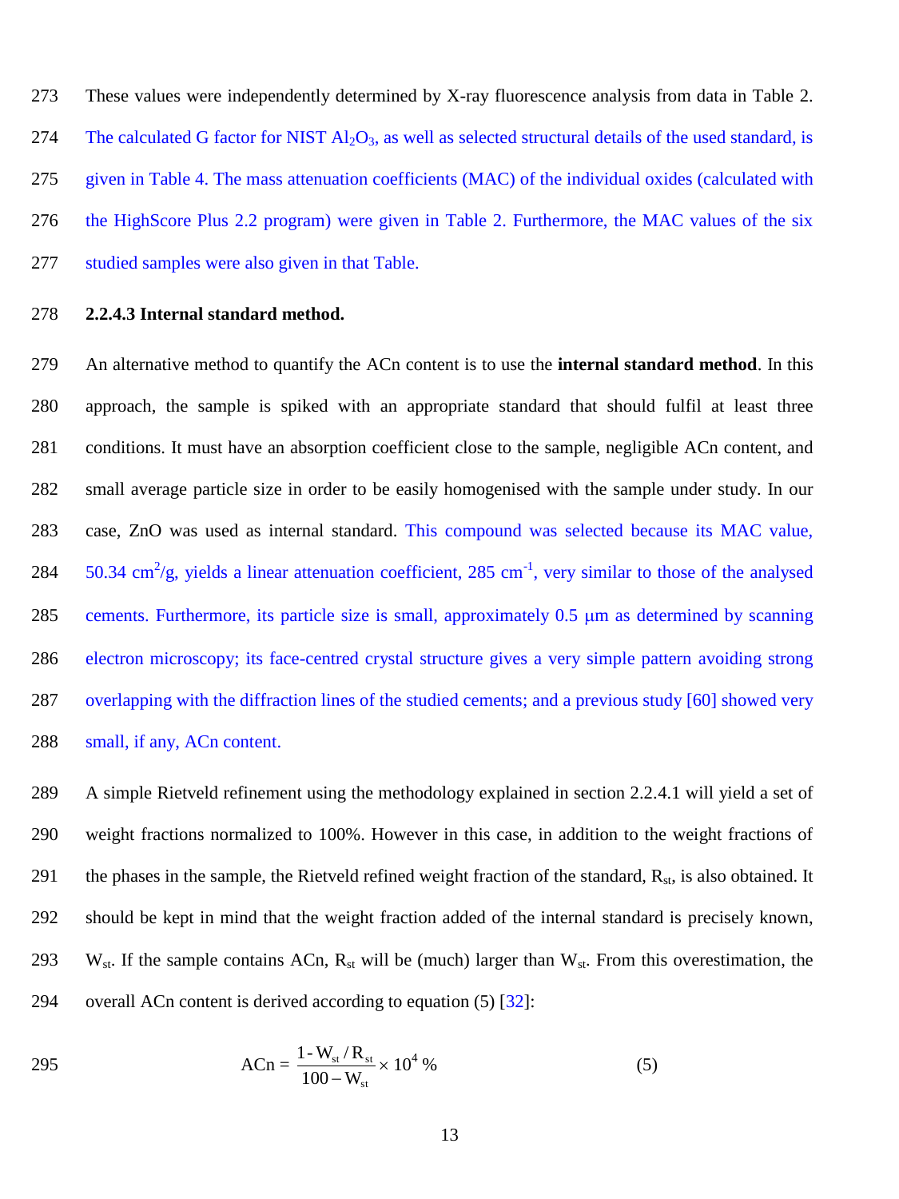These values were independently determined by X-ray fluorescence analysis from data in Table 2. The calculated G factor for NIST $Al_2O_3$, as well as selected structural details of the used standard, is given in Table 4. The mass attenuation coefficients (MAC) of the individual oxides (calculated with the HighScore Plus 2.2 program) were given in Table 2. Furthermore, the MAC values of the six studied samples were also given in that Table.

#### 2.2.4.3 Internal standard method.

An alternative method to quantify the ACn content is to use the **internal standard method**. In this approach, the sample is spiked with an appropriate standard that should fulfil at least three conditions. It must have an absorption coefficient close to the sample, negligible ACn content, and small average particle size in order to be easily homogenised with the sample under study. In our case, ZnO was used as internal standard. This compound was selected because its MAC value, 50.34 $cm^2/g$, yields a linear attenuation coefficient, 285 $cm^{-1}$, very similar to those of the analysed cements. Furthermore, its particle size is small, approximately 0.5 μm as determined by scanning electron microscopy; its face-centred crystal structure gives a very simple pattern avoiding strong overlapping with the diffraction lines of the studied cements; and a previous study [60] showed very small, if any, ACn content.

A simple Rietveld refinement using the methodology explained in section 2.2.4.1 will yield a set of weight fractions normalized to 100%. However in this case, in addition to the weight fractions of the phases in the sample, the Rietveld refined weight fraction of the standard, $R_{st}$, is also obtained. It should be kept in mind that the weight fraction added of the internal standard is precisely known, $W_{st}$. If the sample contains ACn, $R_{st}$ will be (much) larger than $W_{st}$. From this overestimation, the overall ACn content is derived according to equation (5) [32]:

$$ACn = \frac{1 - W_{st}/R_{st}}{100 - W_{st}} \times 10^4 \ \% \qquad (5)$$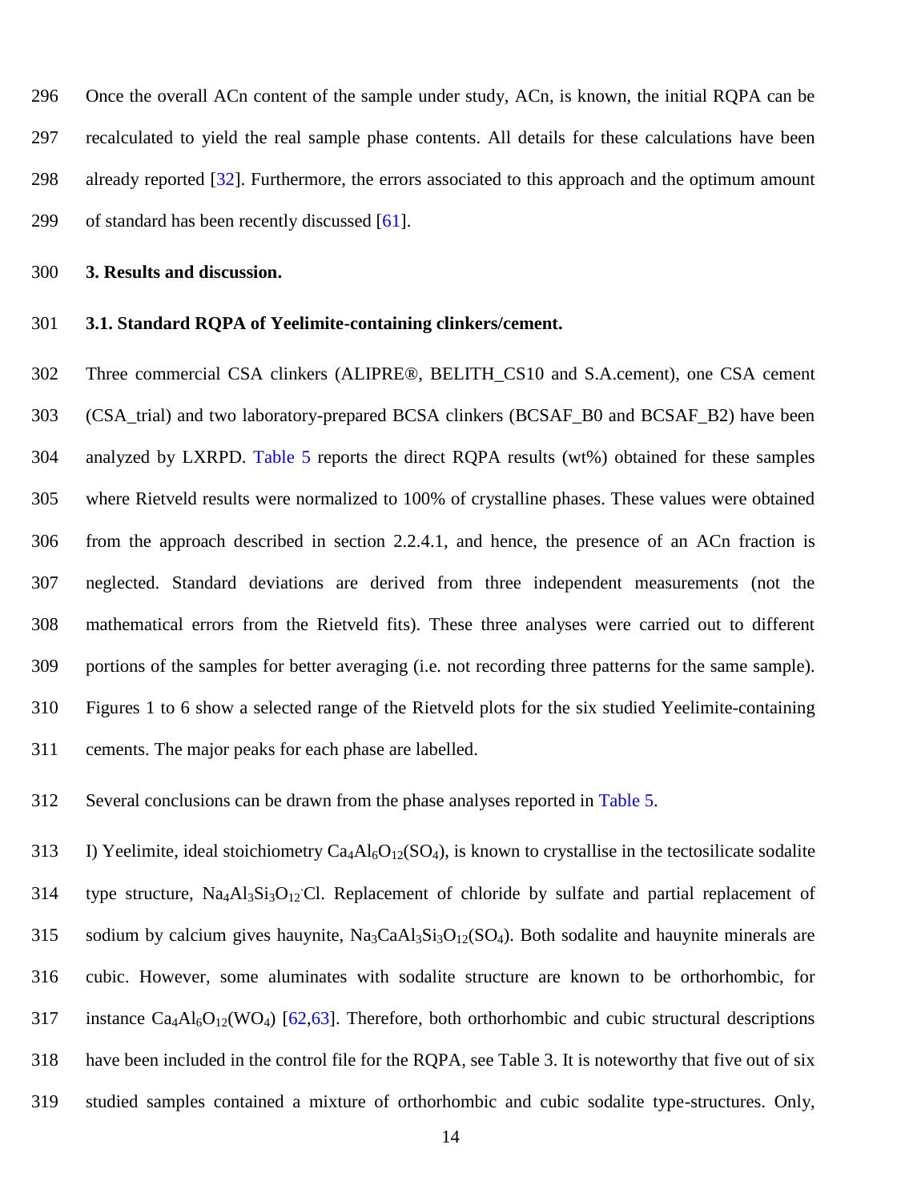Once the overall ACn content of the sample under study, ACn, is known, the initial RQPA can be recalculated to yield the real sample phase contents. All details for these calculations have been already reported [32]. Furthermore, the errors associated to this approach and the optimum amount of standard has been recently discussed [61].

## 3. Results and discussion.

### 3.1. Standard RQPA of Yeelimite-containing clinkers/cement.

Three commercial CSA clinkers (ALIPRE®, BELITH_CS10 and S.A.cement), one CSA cement (CSA_trial) and two laboratory-prepared BCSA clinkers (BCSAF_B0 and BCSAF_B2) have been analyzed by LXRPD. Table 5 reports the direct RQPA results (wt%) obtained for these samples where Rietveld results were normalized to 100% of crystalline phases. These values were obtained from the approach described in section 2.2.4.1, and hence, the presence of an ACn fraction is neglected. Standard deviations are derived from three independent measurements (not the mathematical errors from the Rietveld fits). These three analyses were carried out to different portions of the samples for better averaging (i.e. not recording three patterns for the same sample). Figures 1 to 6 show a selected range of the Rietveld plots for the six studied Yeelimite-containing cements. The major peaks for each phase are labelled.

Several conclusions can be drawn from the phase analyses reported in Table 5.

I) Yeelimite, ideal stoichiometry $Ca_4Al_6O_{12}(SO_4)$, is known to crystallise in the tectosilicate sodalite type structure, $Na_4Al_3Si_3O_{12}{\cdot}Cl$. Replacement of chloride by sulfate and partial replacement of sodium by calcium gives hauynite, $Na_3CaAl_3Si_3O_{12}(SO_4)$. Both sodalite and hauynite minerals are cubic. However, some aluminates with sodalite structure are known to be orthorhombic, for instance $Ca_4Al_6O_{12}(WO_4)$ [62,63]. Therefore, both orthorhombic and cubic structural descriptions have been included in the control file for the RQPA, see Table 3. It is noteworthy that five out of six studied samples contained a mixture of orthorhombic and cubic sodalite type-structures. Only,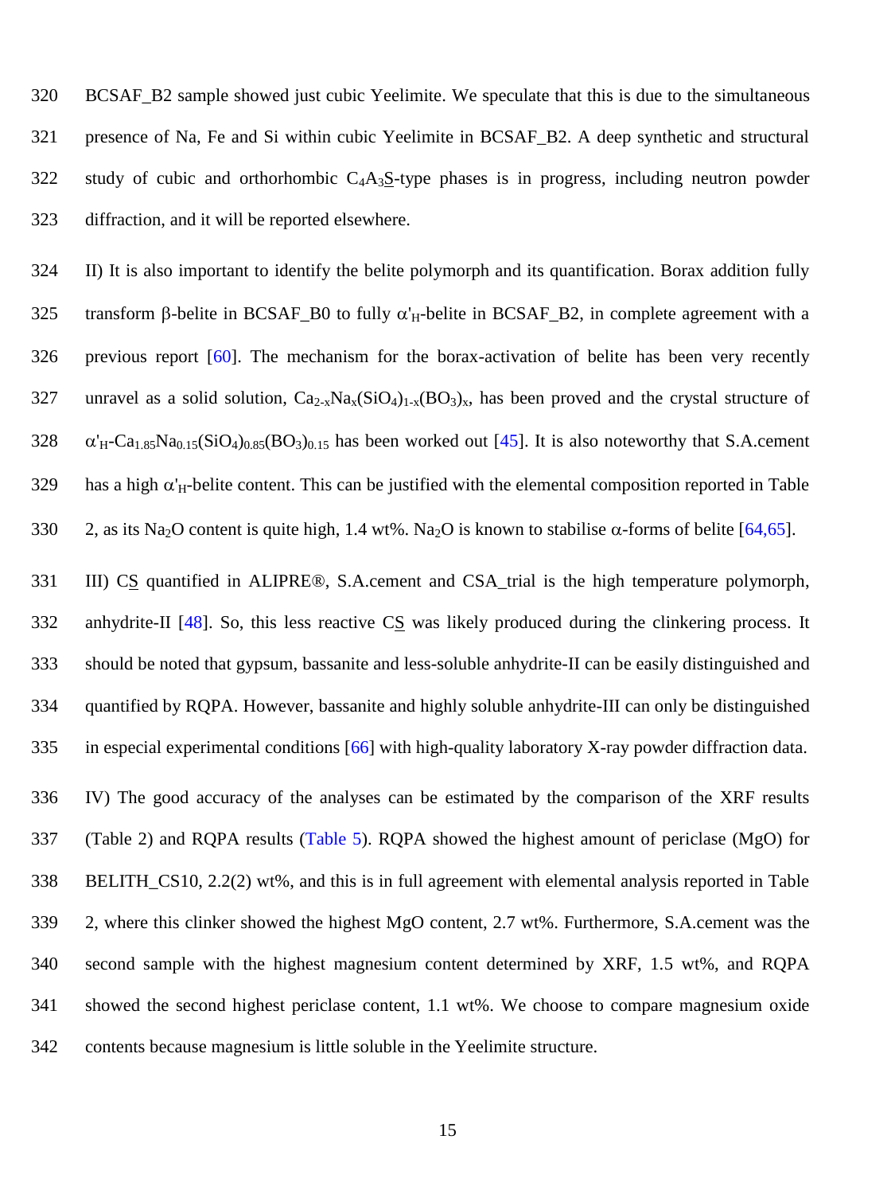BCSAF_B2 sample showed just cubic Yeelimite. We speculate that this is due to the simultaneous presence of Na, Fe and Si within cubic Yeelimite in BCSAF_B2. A deep synthetic and structural study of cubic and orthorhombic $C_4A_3\underline{S}$-type phases is in progress, including neutron powder diffraction, and it will be reported elsewhere.

II) It is also important to identify the belite polymorph and its quantification. Borax addition fully transform β-belite in BCSAF_B0 to fully $\alpha'_H$-belite in BCSAF_B2, in complete agreement with a previous report [60]. The mechanism for the borax-activation of belite has been very recently unravel as a solid solution, $Ca_{2-x}Na_x(SiO_4)_{1-x}(BO_3)_x$, has been proved and the crystal structure of $\alpha'_H$-$Ca_{1.85}Na_{0.15}(SiO_4)_{0.85}(BO_3)_{0.15}$ has been worked out [45]. It is also noteworthy that S.A.cement has a high $\alpha'_H$-belite content. This can be justified with the elemental composition reported in Table 2, as its $Na_2O$ content is quite high, 1.4 wt%. $Na_2O$ is known to stabilise α-forms of belite [64,65].

III) $C\underline{S}$ quantified in ALIPRE®, S.A.cement and CSA_trial is the high temperature polymorph, anhydrite-II [48]. So, this less reactive $C\underline{S}$ was likely produced during the clinkering process. It should be noted that gypsum, bassanite and less-soluble anhydrite-II can be easily distinguished and quantified by RQPA. However, bassanite and highly soluble anhydrite-III can only be distinguished in especial experimental conditions [66] with high-quality laboratory X-ray powder diffraction data.

IV) The good accuracy of the analyses can be estimated by the comparison of the XRF results (Table 2) and RQPA results (Table 5). RQPA showed the highest amount of periclase (MgO) for BELITH_CS10, 2.2(2) wt%, and this is in full agreement with elemental analysis reported in Table 2, where this clinker showed the highest MgO content, 2.7 wt%. Furthermore, S.A.cement was the second sample with the highest magnesium content determined by XRF, 1.5 wt%, and RQPA showed the second highest periclase content, 1.1 wt%. We choose to compare magnesium oxide contents because magnesium is little soluble in the Yeelimite structure.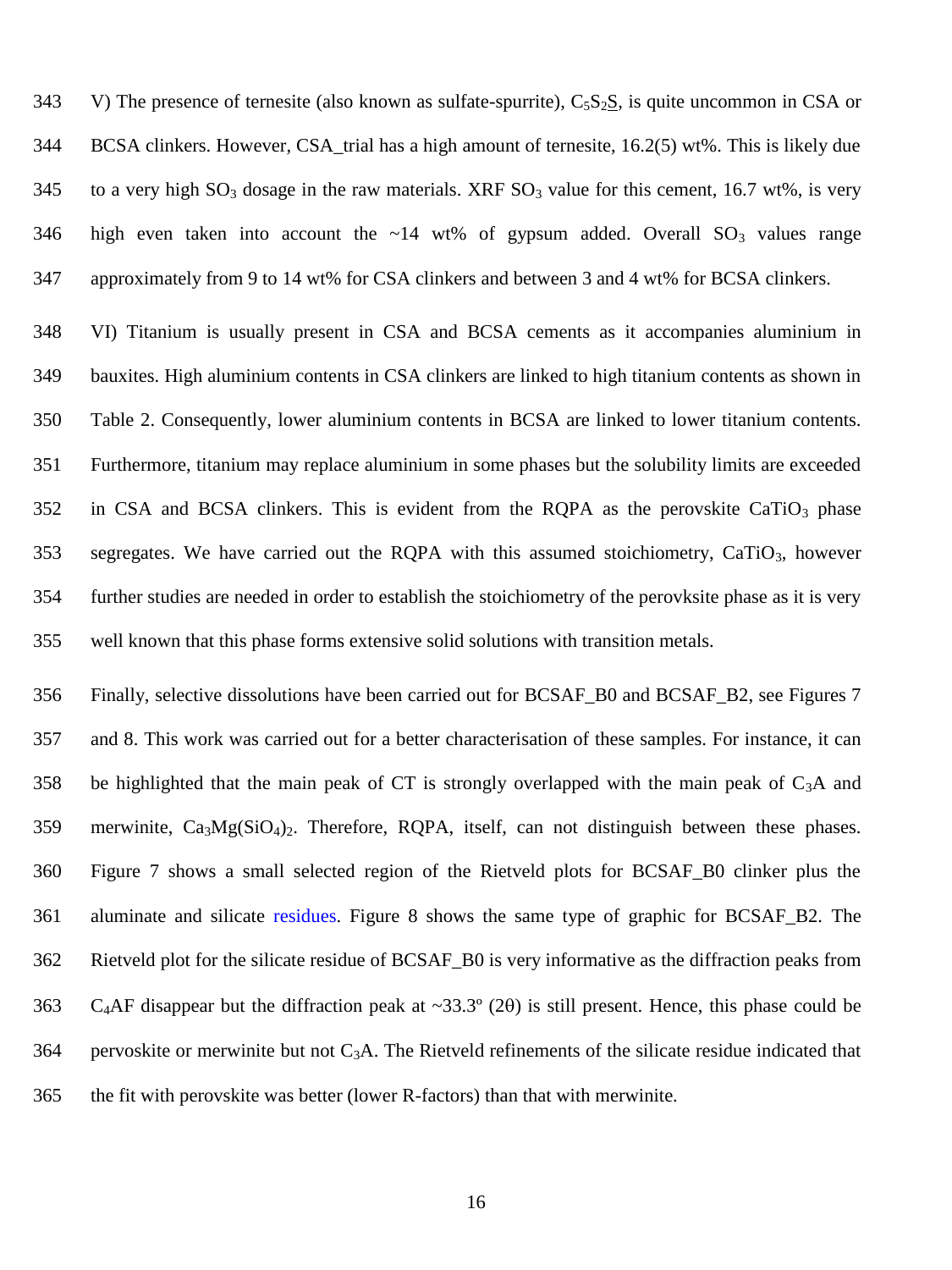V) The presence of ternesite (also known as sulfate-spurrite), $C_5S_2\underline{S}$, is quite uncommon in CSA or BCSA clinkers. However, CSA_trial has a high amount of ternesite, 16.2(5) wt%. This is likely due to a very high $SO_3$ dosage in the raw materials. XRF $SO_3$ value for this cement, 16.7 wt%, is very high even taken into account the ~14 wt% of gypsum added. Overall $SO_3$ values range approximately from 9 to 14 wt% for CSA clinkers and between 3 and 4 wt% for BCSA clinkers.

VI) Titanium is usually present in CSA and BCSA cements as it accompanies aluminium in bauxites. High aluminium contents in CSA clinkers are linked to high titanium contents as shown in Table 2. Consequently, lower aluminium contents in BCSA are linked to lower titanium contents. Furthermore, titanium may replace aluminium in some phases but the solubility limits are exceeded in CSA and BCSA clinkers. This is evident from the RQPA as the perovskite $CaTiO_3$ phase segregates. We have carried out the RQPA with this assumed stoichiometry, $CaTiO_3$, however further studies are needed in order to establish the stoichiometry of the perovksite phase as it is very well known that this phase forms extensive solid solutions with transition metals.

Finally, selective dissolutions have been carried out for BCSAF_B0 and BCSAF_B2, see Figures 7 and 8. This work was carried out for a better characterisation of these samples. For instance, it can be highlighted that the main peak of CT is strongly overlapped with the main peak of $C_3A$ and merwinite, $Ca_3Mg(SiO_4)_2$. Therefore, RQPA, itself, can not distinguish between these phases. Figure 7 shows a small selected region of the Rietveld plots for BCSAF_B0 clinker plus the aluminate and silicate residues. Figure 8 shows the same type of graphic for BCSAF_B2. The Rietveld plot for the silicate residue of BCSAF_B0 is very informative as the diffraction peaks from $C_4AF$ disappear but the diffraction peak at ~33.3º (2θ) is still present. Hence, this phase could be pervoskite or merwinite but not $C_3A$. The Rietveld refinements of the silicate residue indicated that the fit with perovskite was better (lower R-factors) than that with merwinite.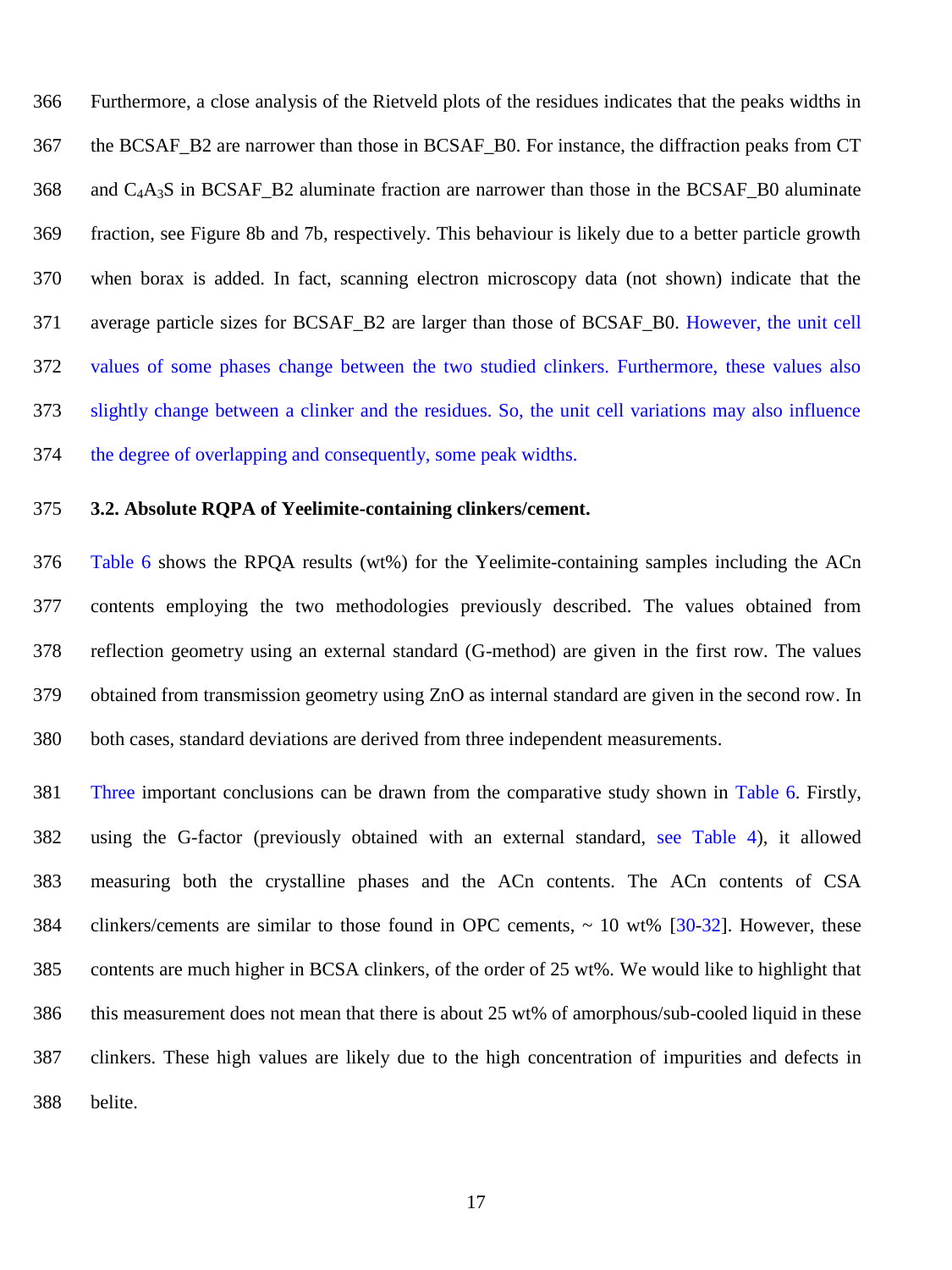Furthermore, a close analysis of the Rietveld plots of the residues indicates that the peaks widths in the BCSAF_B2 are narrower than those in BCSAF_B0. For instance, the diffraction peaks from CT and $C_4A_3S$ in BCSAF_B2 aluminate fraction are narrower than those in the BCSAF_B0 aluminate fraction, see Figure 8b and 7b, respectively. This behaviour is likely due to a better particle growth when borax is added. In fact, scanning electron microscopy data (not shown) indicate that the average particle sizes for BCSAF_B2 are larger than those of BCSAF_B0. However, the unit cell values of some phases change between the two studied clinkers. Furthermore, these values also slightly change between a clinker and the residues. So, the unit cell variations may also influence the degree of overlapping and consequently, some peak widths.

### 3.2. Absolute RQPA of Yeelimite-containing clinkers/cement.

Table 6 shows the RPQA results (wt%) for the Yeelimite-containing samples including the ACn contents employing the two methodologies previously described. The values obtained from reflection geometry using an external standard (G-method) are given in the first row. The values obtained from transmission geometry using ZnO as internal standard are given in the second row. In both cases, standard deviations are derived from three independent measurements.

Three important conclusions can be drawn from the comparative study shown in Table 6. Firstly, using the G-factor (previously obtained with an external standard, see Table 4), it allowed measuring both the crystalline phases and the ACn contents. The ACn contents of CSA clinkers/cements are similar to those found in OPC cements, ~ 10 wt% [30-32]. However, these contents are much higher in BCSA clinkers, of the order of 25 wt%. We would like to highlight that this measurement does not mean that there is about 25 wt% of amorphous/sub-cooled liquid in these clinkers. These high values are likely due to the high concentration of impurities and defects in belite.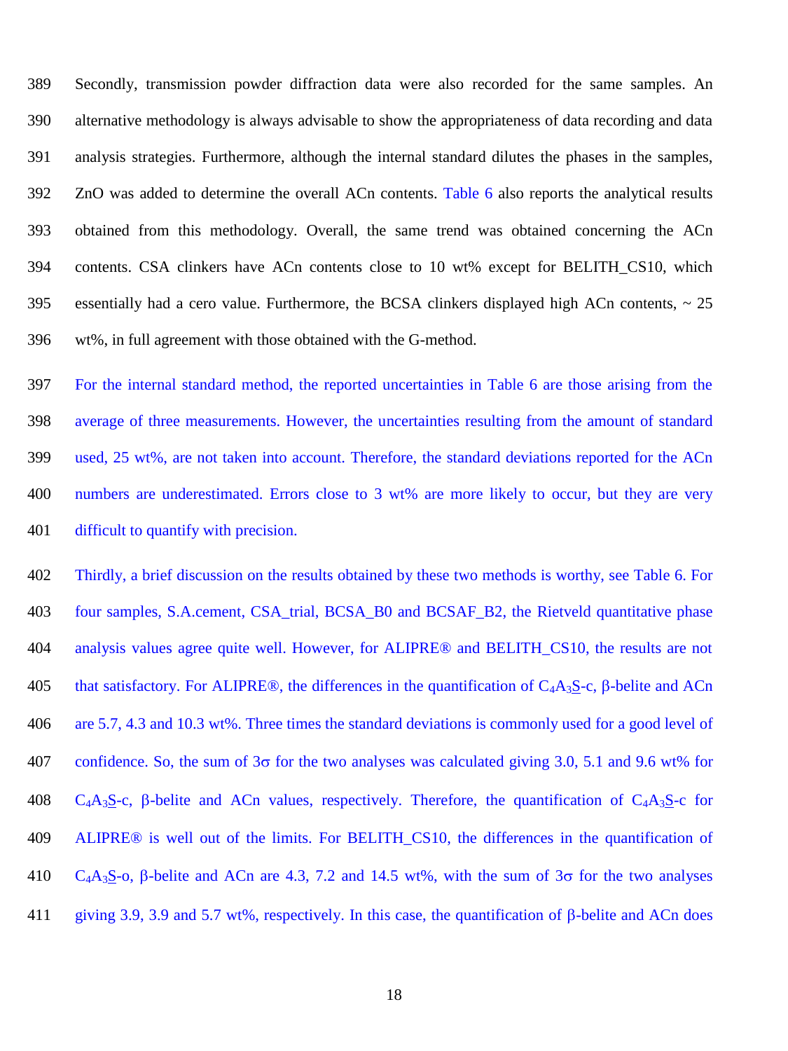Secondly, transmission powder diffraction data were also recorded for the same samples. An alternative methodology is always advisable to show the appropriateness of data recording and data analysis strategies. Furthermore, although the internal standard dilutes the phases in the samples, ZnO was added to determine the overall ACn contents. Table 6 also reports the analytical results obtained from this methodology. Overall, the same trend was obtained concerning the ACn contents. CSA clinkers have ACn contents close to 10 wt% except for BELITH_CS10, which essentially had a cero value. Furthermore, the BCSA clinkers displayed high ACn contents, ~ 25 wt%, in full agreement with those obtained with the G-method.

For the internal standard method, the reported uncertainties in Table 6 are those arising from the average of three measurements. However, the uncertainties resulting from the amount of standard used, 25 wt%, are not taken into account. Therefore, the standard deviations reported for the ACn numbers are underestimated. Errors close to 3 wt% are more likely to occur, but they are very difficult to quantify with precision.

Thirdly, a brief discussion on the results obtained by these two methods is worthy, see Table 6. For four samples, S.A.cement, CSA_trial, BCSA_B0 and BCSAF_B2, the Rietveld quantitative phase analysis values agree quite well. However, for ALIPRE® and BELITH_CS10, the results are not that satisfactory. For ALIPRE®, the differences in the quantification of $C_4A_3\underline{S}$-c, β-belite and ACn are 5.7, 4.3 and 10.3 wt%. Three times the standard deviations is commonly used for a good level of confidence. So, the sum of 3σ for the two analyses was calculated giving 3.0, 5.1 and 9.6 wt% for $C_4A_3\underline{S}$-c, β-belite and ACn values, respectively. Therefore, the quantification of $C_4A_3\underline{S}$-c for ALIPRE® is well out of the limits. For BELITH_CS10, the differences in the quantification of $C_4A_3\underline{S}$-o, β-belite and ACn are 4.3, 7.2 and 14.5 wt%, with the sum of 3σ for the two analyses giving 3.9, 3.9 and 5.7 wt%, respectively. In this case, the quantification of β-belite and ACn does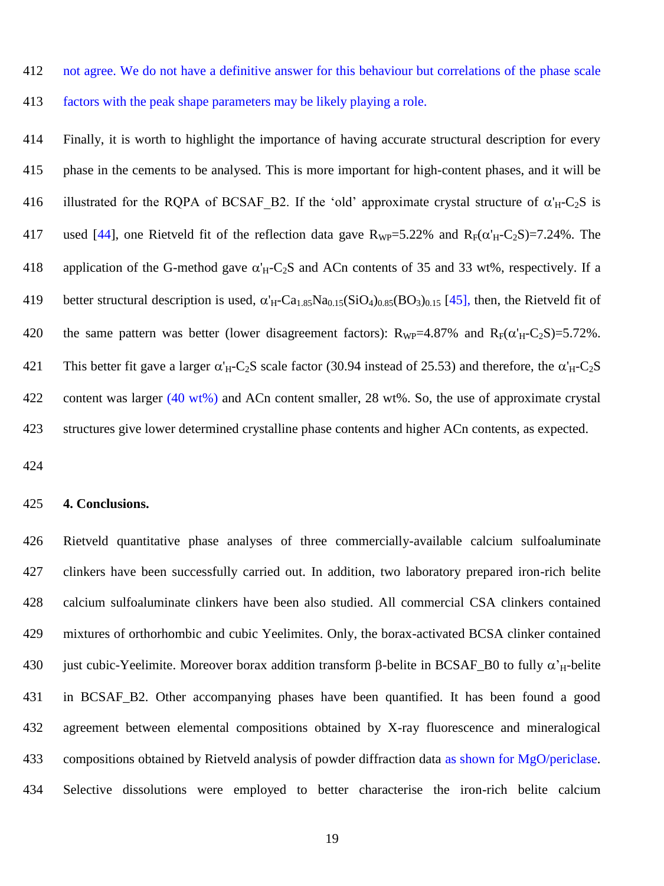not agree. We do not have a definitive answer for this behaviour but correlations of the phase scale factors with the peak shape parameters may be likely playing a role.

Finally, it is worth to highlight the importance of having accurate structural description for every phase in the cements to be analysed. This is more important for high-content phases, and it will be illustrated for the RQPA of BCSAF_B2. If the 'old' approximate crystal structure of $\alpha'_H$-$C_2S$ is used [44], one Rietveld fit of the reflection data gave $R_{WP}$=5.22% and $R_F(\alpha'_H$-$C_2S)$=7.24%. The application of the G-method gave $\alpha'_H$-$C_2S$ and ACn contents of 35 and 33 wt%, respectively. If a better structural description is used, $\alpha'_H$-$Ca_{1.85}Na_{0.15}(SiO_4)_{0.85}(BO_3)_{0.15}$ [45], then, the Rietveld fit of the same pattern was better (lower disagreement factors): $R_{WP}$=4.87% and $R_F(\alpha'_H$-$C_2S)$=5.72%. This better fit gave a larger $\alpha'_H$-$C_2S$ scale factor (30.94 instead of 25.53) and therefore, the $\alpha'_H$-$C_2S$ content was larger (40 wt%) and ACn content smaller, 28 wt%. So, the use of approximate crystal structures give lower determined crystalline phase contents and higher ACn contents, as expected.

## 4. Conclusions.

Rietveld quantitative phase analyses of three commercially-available calcium sulfoaluminate clinkers have been successfully carried out. In addition, two laboratory prepared iron-rich belite calcium sulfoaluminate clinkers have been also studied. All commercial CSA clinkers contained mixtures of orthorhombic and cubic Yeelimites. Only, the borax-activated BCSA clinker contained just cubic-Yeelimite. Moreover borax addition transform β-belite in BCSAF_B0 to fully $\alpha'_H$-belite in BCSAF_B2. Other accompanying phases have been quantified. It has been found a good agreement between elemental compositions obtained by X-ray fluorescence and mineralogical compositions obtained by Rietveld analysis of powder diffraction data as shown for MgO/periclase. Selective dissolutions were employed to better characterise the iron-rich belite calcium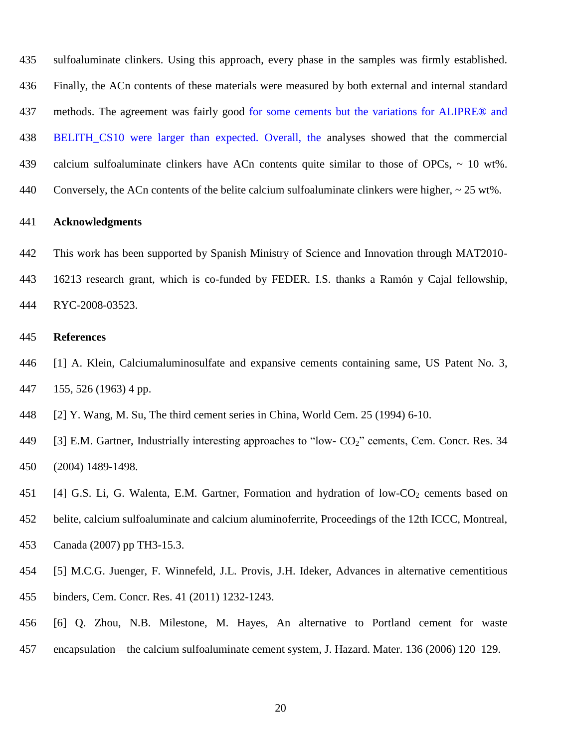sulfoaluminate clinkers. Using this approach, every phase in the samples was firmly established. Finally, the ACn contents of these materials were measured by both external and internal standard methods. The agreement was fairly good for some cements but the variations for ALIPRE® and BELITH_CS10 were larger than expected. Overall, the analyses showed that the commercial calcium sulfoaluminate clinkers have ACn contents quite similar to those of OPCs, ~ 10 wt%. Conversely, the ACn contents of the belite calcium sulfoaluminate clinkers were higher, ~ 25 wt%.

## Acknowledgments

This work has been supported by Spanish Ministry of Science and Innovation through MAT2010-16213 research grant, which is co-funded by FEDER. I.S. thanks a Ramón y Cajal fellowship, RYC-2008-03523.

## References

[1] A. Klein, Calciumaluminosulfate and expansive cements containing same, US Patent No. 3, 155, 526 (1963) 4 pp.

[2] Y. Wang, M. Su, The third cement series in China, World Cem. 25 (1994) 6-10.

[3] E.M. Gartner, Industrially interesting approaches to “low- $CO_2$” cements, Cem. Concr. Res. 34 (2004) 1489-1498.

[4] G.S. Li, G. Walenta, E.M. Gartner, Formation and hydration of low-$CO_2$ cements based on belite, calcium sulfoaluminate and calcium aluminoferrite, Proceedings of the 12th ICCC, Montreal, Canada (2007) pp TH3-15.3.

[5] M.C.G. Juenger, F. Winnefeld, J.L. Provis, J.H. Ideker, Advances in alternative cementitious binders, Cem. Concr. Res. 41 (2011) 1232-1243.

[6] Q. Zhou, N.B. Milestone, M. Hayes, An alternative to Portland cement for waste encapsulation—the calcium sulfoaluminate cement system, J. Hazard. Mater. 136 (2006) 120–129.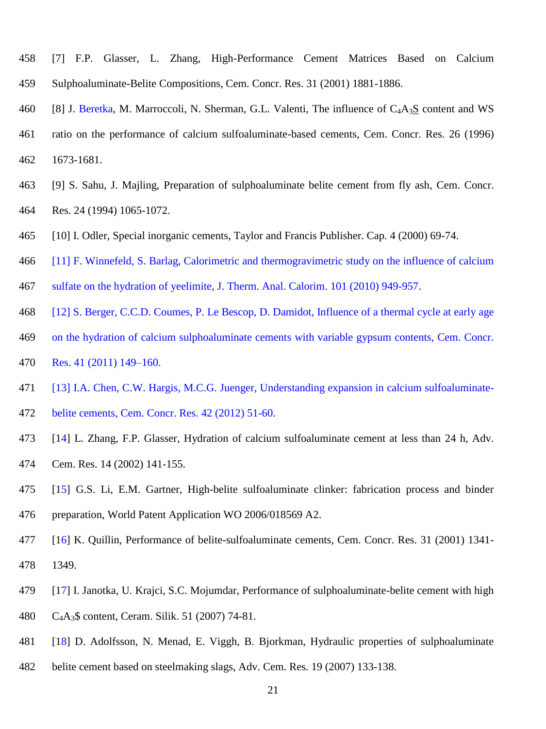[7] F.P. Glasser, L. Zhang, High-Performance Cement Matrices Based on Calcium Sulphoaluminate-Belite Compositions, Cem. Concr. Res. 31 (2001) 1881-1886.

[8] J. Beretka, M. Marroccoli, N. Sherman, G.L. Valenti, The influence of $C_4A_3\underline{S}$ content and WS ratio on the performance of calcium sulfoaluminate-based cements, Cem. Concr. Res. 26 (1996) 1673-1681.

[9] S. Sahu, J. Majling, Preparation of sulphoaluminate belite cement from fly ash, Cem. Concr. Res. 24 (1994) 1065-1072.

[10] I. Odler, Special inorganic cements, Taylor and Francis Publisher. Cap. 4 (2000) 69-74.

[11] F. Winnefeld, S. Barlag, Calorimetric and thermogravimetric study on the influence of calcium sulfate on the hydration of yeelimite, J. Therm. Anal. Calorim. 101 (2010) 949-957.

[12] S. Berger, C.C.D. Coumes, P. Le Bescop, D. Damidot, Influence of a thermal cycle at early age on the hydration of calcium sulphoaluminate cements with variable gypsum contents, Cem. Concr. Res. 41 (2011) 149–160.

[13] I.A. Chen, C.W. Hargis, M.C.G. Juenger, Understanding expansion in calcium sulfoaluminate-belite cements, Cem. Concr. Res. 42 (2012) 51-60.

[14] L. Zhang, F.P. Glasser, Hydration of calcium sulfoaluminate cement at less than 24 h, Adv. Cem. Res. 14 (2002) 141-155.

[15] G.S. Li, E.M. Gartner, High-belite sulfoaluminate clinker: fabrication process and binder preparation, World Patent Application WO 2006/018569 A2.

[16] K. Quillin, Performance of belite-sulfoaluminate cements, Cem. Concr. Res. 31 (2001) 1341-1349.

[17] I. Janotka, U. Krajci, S.C. Mojumdar, Performance of sulphoaluminate-belite cement with high $C_4A_3\$$ content, Ceram. Silik. 51 (2007) 74-81.

[18] D. Adolfsson, N. Menad, E. Viggh, B. Bjorkman, Hydraulic properties of sulphoaluminate belite cement based on steelmaking slags, Adv. Cem. Res. 19 (2007) 133-138.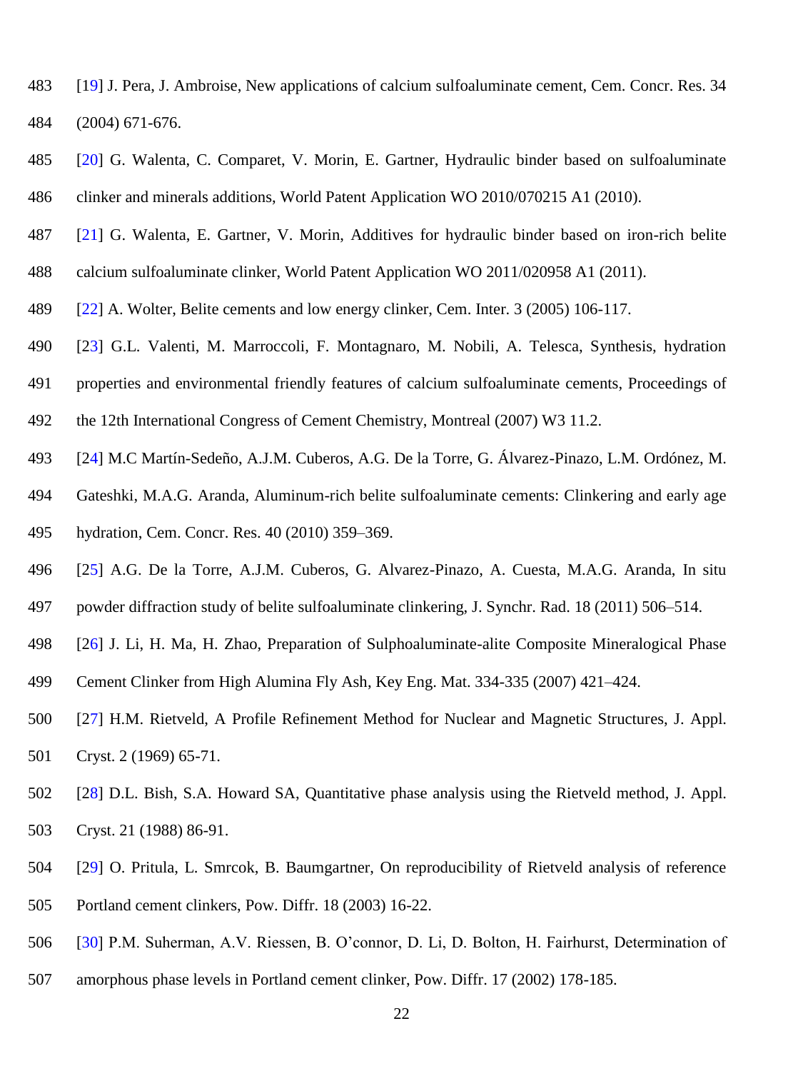[19] J. Pera, J. Ambroise, New applications of calcium sulfoaluminate cement, Cem. Concr. Res. 34 (2004) 671-676.

[20] G. Walenta, C. Comparet, V. Morin, E. Gartner, Hydraulic binder based on sulfoaluminate clinker and minerals additions, World Patent Application WO 2010/070215 A1 (2010).

[21] G. Walenta, E. Gartner, V. Morin, Additives for hydraulic binder based on iron-rich belite calcium sulfoaluminate clinker, World Patent Application WO 2011/020958 A1 (2011).

[22] A. Wolter, Belite cements and low energy clinker, Cem. Inter. 3 (2005) 106-117.

[23] G.L. Valenti, M. Marroccoli, F. Montagnaro, M. Nobili, A. Telesca, Synthesis, hydration properties and environmental friendly features of calcium sulfoaluminate cements, Proceedings of the 12th International Congress of Cement Chemistry, Montreal (2007) W3 11.2.

[24] M.C Martín-Sedeño, A.J.M. Cuberos, A.G. De la Torre, G. Álvarez-Pinazo, L.M. Ordónez, M. Gateshki, M.A.G. Aranda, Aluminum-rich belite sulfoaluminate cements: Clinkering and early age hydration, Cem. Concr. Res. 40 (2010) 359–369.

[25] A.G. De la Torre, A.J.M. Cuberos, G. Alvarez-Pinazo, A. Cuesta, M.A.G. Aranda, In situ powder diffraction study of belite sulfoaluminate clinkering, J. Synchr. Rad. 18 (2011) 506–514.

[26] J. Li, H. Ma, H. Zhao, Preparation of Sulphoaluminate-alite Composite Mineralogical Phase Cement Clinker from High Alumina Fly Ash, Key Eng. Mat. 334-335 (2007) 421–424.

[27] H.M. Rietveld, A Profile Refinement Method for Nuclear and Magnetic Structures, J. Appl. Cryst. 2 (1969) 65-71.

[28] D.L. Bish, S.A. Howard SA, Quantitative phase analysis using the Rietveld method, J. Appl. Cryst. 21 (1988) 86-91.

[29] O. Pritula, L. Smrcok, B. Baumgartner, On reproducibility of Rietveld analysis of reference Portland cement clinkers, Pow. Diffr. 18 (2003) 16-22.

[30] P.M. Suherman, A.V. Riessen, B. O'connor, D. Li, D. Bolton, H. Fairhurst, Determination of amorphous phase levels in Portland cement clinker, Pow. Diffr. 17 (2002) 178-185.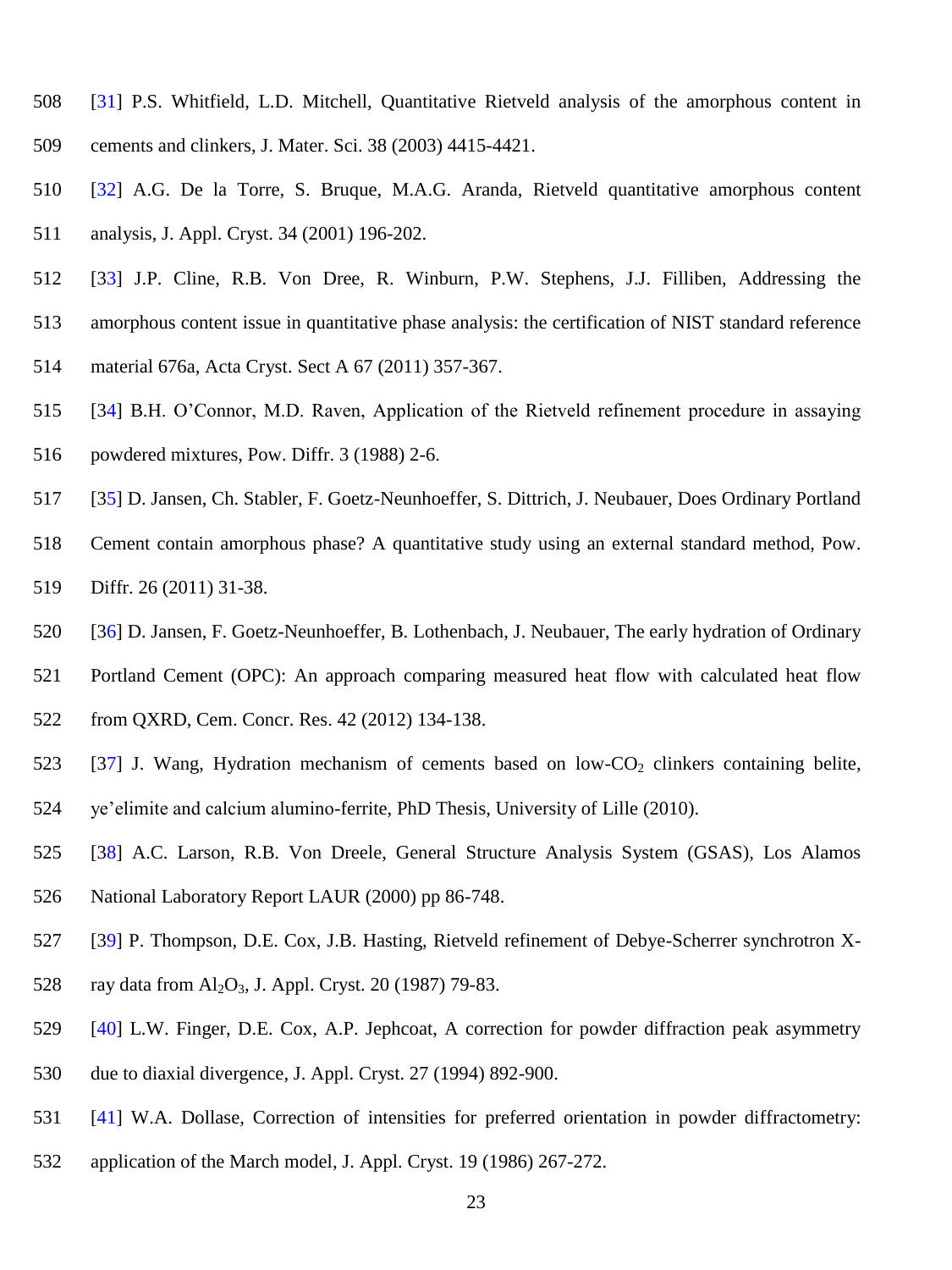[31] P.S. Whitfield, L.D. Mitchell, Quantitative Rietveld analysis of the amorphous content in cements and clinkers, J. Mater. Sci. 38 (2003) 4415-4421.

[32] A.G. De la Torre, S. Bruque, M.A.G. Aranda, Rietveld quantitative amorphous content analysis, J. Appl. Cryst. 34 (2001) 196-202.

[33] J.P. Cline, R.B. Von Dree, R. Winburn, P.W. Stephens, J.J. Filliben, Addressing the amorphous content issue in quantitative phase analysis: the certification of NIST standard reference material 676a, Acta Cryst. Sect A 67 (2011) 357-367.

[34] B.H. O'Connor, M.D. Raven, Application of the Rietveld refinement procedure in assaying powdered mixtures, Pow. Diffr. 3 (1988) 2-6.

[35] D. Jansen, Ch. Stabler, F. Goetz-Neunhoeffer, S. Dittrich, J. Neubauer, Does Ordinary Portland Cement contain amorphous phase? A quantitative study using an external standard method, Pow. Diffr. 26 (2011) 31-38.

[36] D. Jansen, F. Goetz-Neunhoeffer, B. Lothenbach, J. Neubauer, The early hydration of Ordinary Portland Cement (OPC): An approach comparing measured heat flow with calculated heat flow from QXRD, Cem. Concr. Res. 42 (2012) 134-138.

[37] J. Wang, Hydration mechanism of cements based on low-$CO_2$ clinkers containing belite, ye'elimite and calcium alumino-ferrite, PhD Thesis, University of Lille (2010).

[38] A.C. Larson, R.B. Von Dreele, General Structure Analysis System (GSAS), Los Alamos National Laboratory Report LAUR (2000) pp 86-748.

[39] P. Thompson, D.E. Cox, J.B. Hasting, Rietveld refinement of Debye-Scherrer synchrotron X-ray data from $Al_2O_3$, J. Appl. Cryst. 20 (1987) 79-83.

[40] L.W. Finger, D.E. Cox, A.P. Jephcoat, A correction for powder diffraction peak asymmetry due to diaxial divergence, J. Appl. Cryst. 27 (1994) 892-900.

[41] W.A. Dollase, Correction of intensities for preferred orientation in powder diffractometry: application of the March model, J. Appl. Cryst. 19 (1986) 267-272.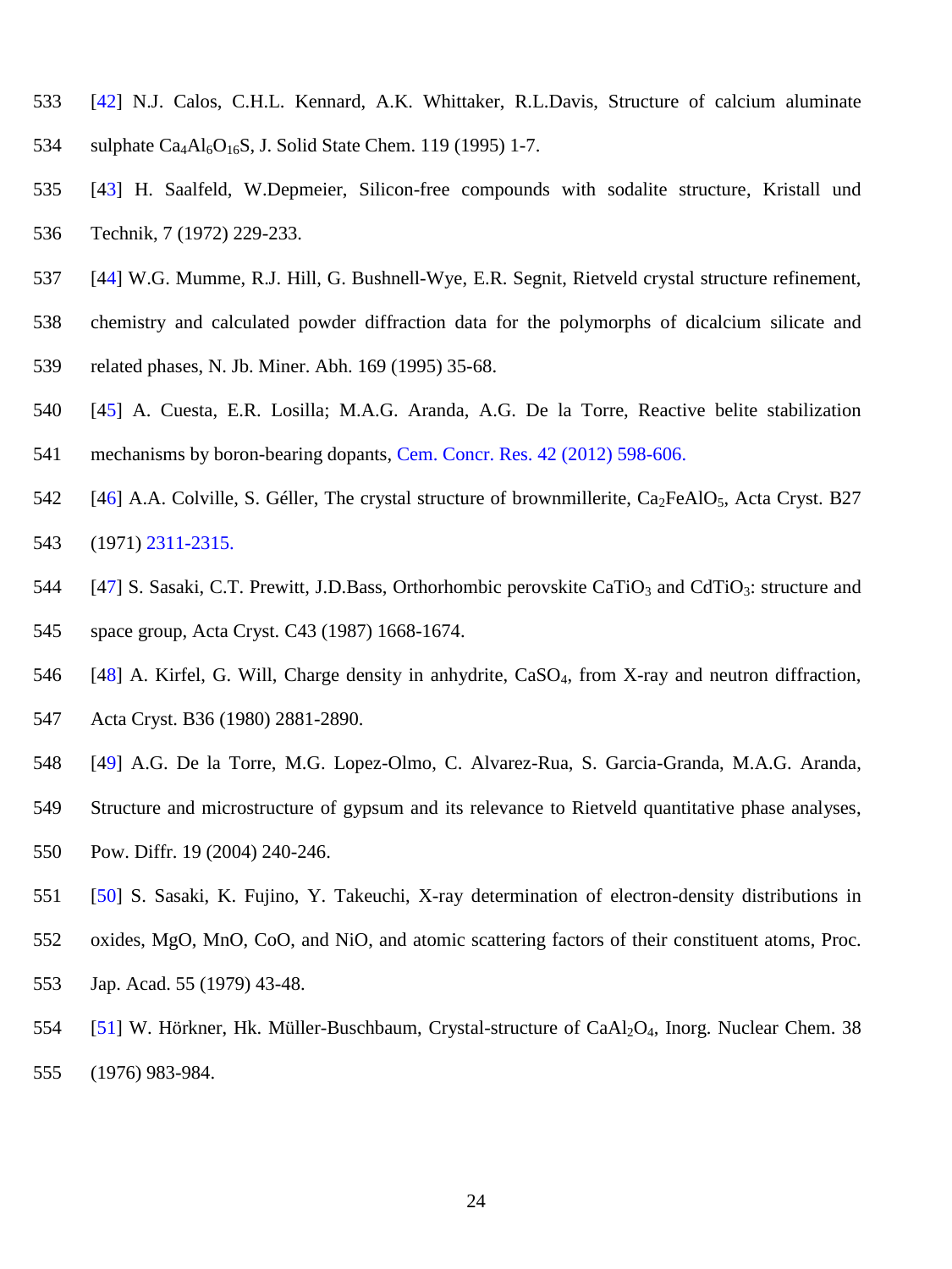[42] N.J. Calos, C.H.L. Kennard, A.K. Whittaker, R.L.Davis, Structure of calcium aluminate sulphate $Ca_4Al_6O_{16}S$, J. Solid State Chem. 119 (1995) 1-7.

[43] H. Saalfeld, W.Depmeier, Silicon-free compounds with sodalite structure, Kristall und Technik, 7 (1972) 229-233.

[44] W.G. Mumme, R.J. Hill, G. Bushnell-Wye, E.R. Segnit, Rietveld crystal structure refinement, chemistry and calculated powder diffraction data for the polymorphs of dicalcium silicate and related phases, N. Jb. Miner. Abh. 169 (1995) 35-68.

[45] A. Cuesta, E.R. Losilla; M.A.G. Aranda, A.G. De la Torre, Reactive belite stabilization mechanisms by boron-bearing dopants, Cem. Concr. Res. 42 (2012) 598-606.

[46] A.A. Colville, S. Géller, The crystal structure of brownmillerite, $Ca_2FeAlO_5$, Acta Cryst. B27 (1971) 2311-2315.

[47] S. Sasaki, C.T. Prewitt, J.D.Bass, Orthorhombic perovskite $CaTiO_3$ and $CdTiO_3$: structure and space group, Acta Cryst. C43 (1987) 1668-1674.

[48] A. Kirfel, G. Will, Charge density in anhydrite, $CaSO_4$, from X-ray and neutron diffraction, Acta Cryst. B36 (1980) 2881-2890.

[49] A.G. De la Torre, M.G. Lopez-Olmo, C. Alvarez-Rua, S. Garcia-Granda, M.A.G. Aranda, Structure and microstructure of gypsum and its relevance to Rietveld quantitative phase analyses, Pow. Diffr. 19 (2004) 240-246.

[50] S. Sasaki, K. Fujino, Y. Takeuchi, X-ray determination of electron-density distributions in oxides, MgO, MnO, CoO, and NiO, and atomic scattering factors of their constituent atoms, Proc. Jap. Acad. 55 (1979) 43-48.

[51] W. Hörkner, Hk. Müller-Buschbaum, Crystal-structure of $CaAl_2O_4$, Inorg. Nuclear Chem. 38 (1976) 983-984.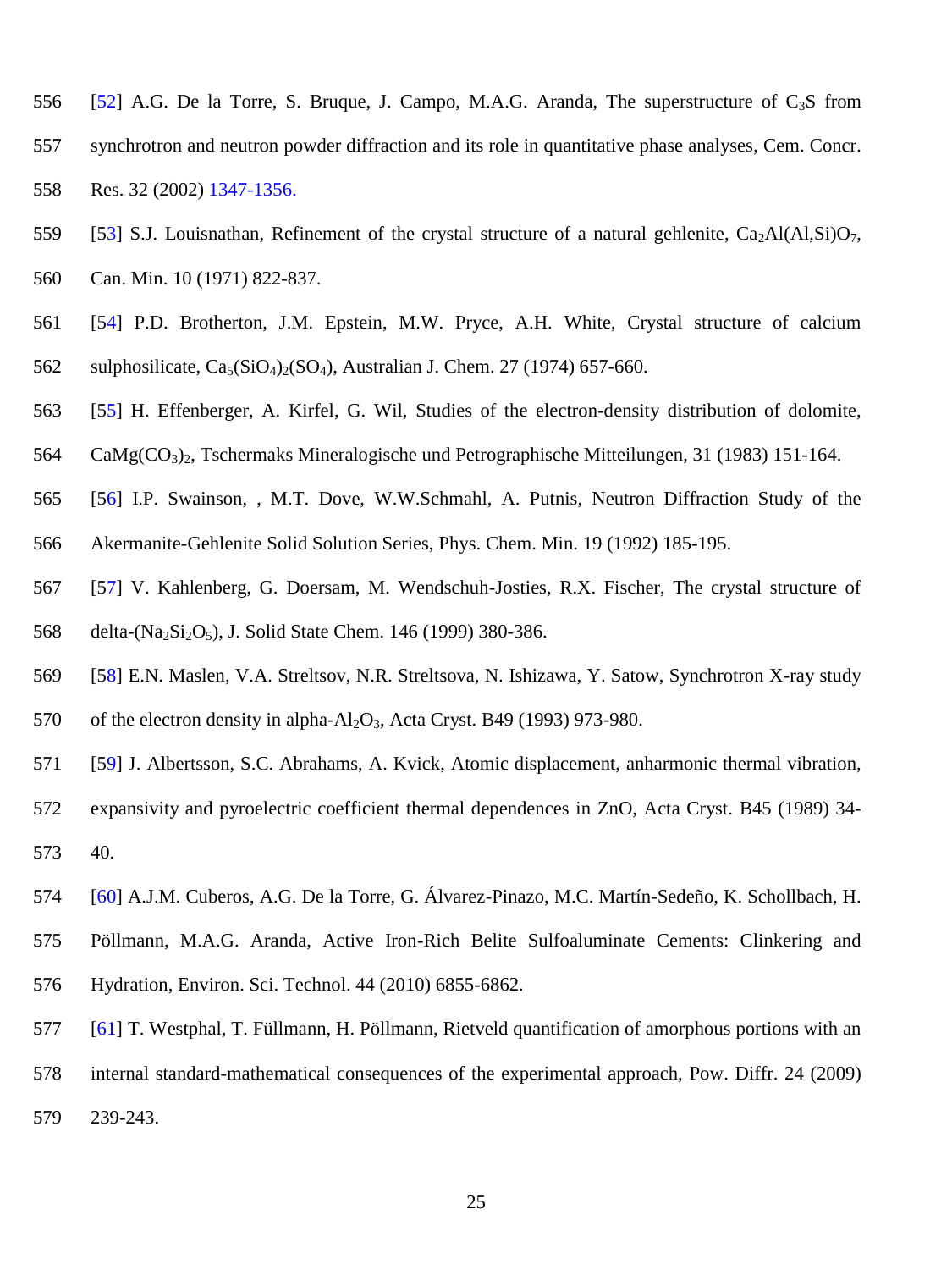[52] A.G. De la Torre, S. Bruque, J. Campo, M.A.G. Aranda, The superstructure of $C_3S$ from synchrotron and neutron powder diffraction and its role in quantitative phase analyses, Cem. Concr. Res. 32 (2002) 1347-1356.

[53] S.J. Louisnathan, Refinement of the crystal structure of a natural gehlenite, $Ca_2Al(Al,Si)O_7$, Can. Min. 10 (1971) 822-837.

[54] P.D. Brotherton, J.M. Epstein, M.W. Pryce, A.H. White, Crystal structure of calcium sulphosilicate, $Ca_5(SiO_4)_2(SO_4)$, Australian J. Chem. 27 (1974) 657-660.

[55] H. Effenberger, A. Kirfel, G. Wil, Studies of the electron-density distribution of dolomite, $CaMg(CO_3)_2$, Tschermaks Mineralogische und Petrographische Mitteilungen, 31 (1983) 151-164.

[56] I.P. Swainson, , M.T. Dove, W.W.Schmahl, A. Putnis, Neutron Diffraction Study of the Akermanite-Gehlenite Solid Solution Series, Phys. Chem. Min. 19 (1992) 185-195.

[57] V. Kahlenberg, G. Doersam, M. Wendschuh-Josties, R.X. Fischer, The crystal structure of delta-($Na_2Si_2O_5$), J. Solid State Chem. 146 (1999) 380-386.

[58] E.N. Maslen, V.A. Streltsov, N.R. Streltsova, N. Ishizawa, Y. Satow, Synchrotron X-ray study of the electron density in alpha-$Al_2O_3$, Acta Cryst. B49 (1993) 973-980.

[59] J. Albertsson, S.C. Abrahams, A. Kvick, Atomic displacement, anharmonic thermal vibration, expansivity and pyroelectric coefficient thermal dependences in ZnO, Acta Cryst. B45 (1989) 34-40.

[60] A.J.M. Cuberos, A.G. De la Torre, G. Álvarez-Pinazo, M.C. Martín-Sedeño, K. Schollbach, H. Pöllmann, M.A.G. Aranda, Active Iron-Rich Belite Sulfoaluminate Cements: Clinkering and Hydration, Environ. Sci. Technol. 44 (2010) 6855-6862.

[61] T. Westphal, T. Füllmann, H. Pöllmann, Rietveld quantification of amorphous portions with an internal standard-mathematical consequences of the experimental approach, Pow. Diffr. 24 (2009) 239-243.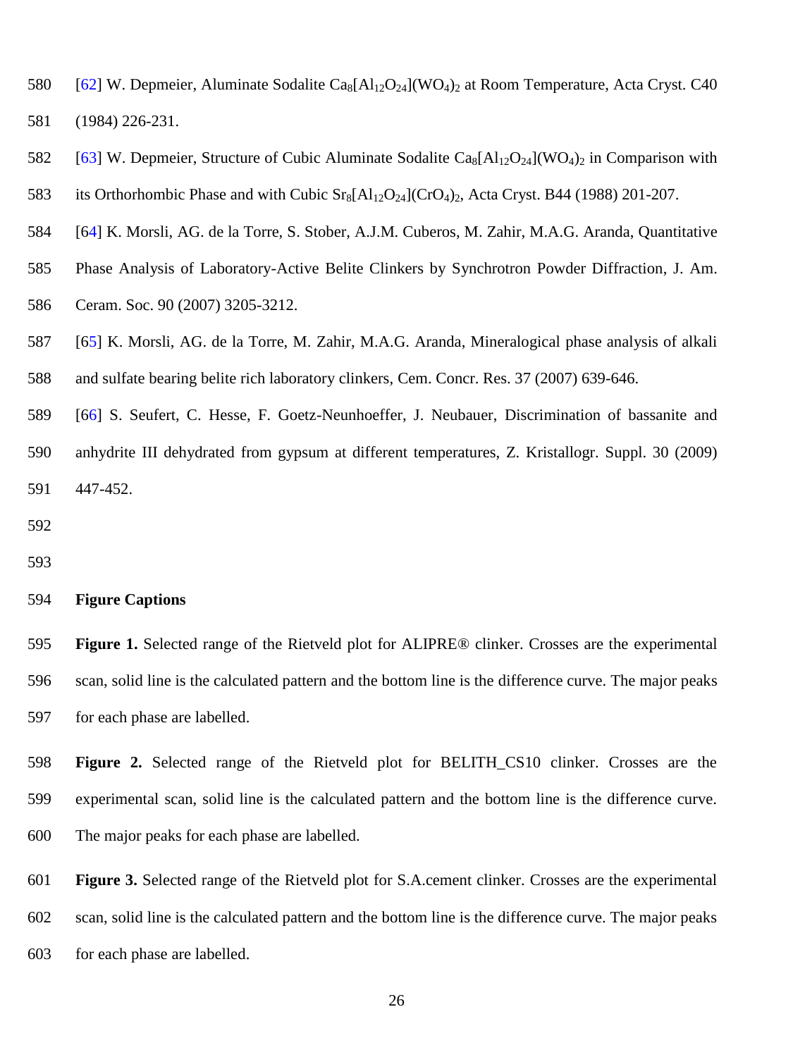[62] W. Depmeier, Aluminate Sodalite $Ca_8[Al_{12}O_{24}](WO_4)_2$ at Room Temperature, Acta Cryst. C40 (1984) 226-231.

[63] W. Depmeier, Structure of Cubic Aluminate Sodalite $Ca_8[Al_{12}O_{24}](WO_4)_2$ in Comparison with its Orthorhombic Phase and with Cubic $Sr_8[Al_{12}O_{24}](CrO_4)_2$, Acta Cryst. B44 (1988) 201-207.

[64] K. Morsli, AG. de la Torre, S. Stober, A.J.M. Cuberos, M. Zahir, M.A.G. Aranda, Quantitative Phase Analysis of Laboratory-Active Belite Clinkers by Synchrotron Powder Diffraction, J. Am. Ceram. Soc. 90 (2007) 3205-3212.

[65] K. Morsli, AG. de la Torre, M. Zahir, M.A.G. Aranda, Mineralogical phase analysis of alkali and sulfate bearing belite rich laboratory clinkers, Cem. Concr. Res. 37 (2007) 639-646.

[66] S. Seufert, C. Hesse, F. Goetz-Neunhoeffer, J. Neubauer, Discrimination of bassanite and anhydrite III dehydrated from gypsum at different temperatures, Z. Kristallogr. Suppl. 30 (2009) 447-452.

**Figure Captions**

**Figure 1.** Selected range of the Rietveld plot for ALIPRE® clinker. Crosses are the experimental scan, solid line is the calculated pattern and the bottom line is the difference curve. The major peaks for each phase are labelled.

**Figure 2.** Selected range of the Rietveld plot for BELITH_CS10 clinker. Crosses are the experimental scan, solid line is the calculated pattern and the bottom line is the difference curve. The major peaks for each phase are labelled.

**Figure 3.** Selected range of the Rietveld plot for S.A.cement clinker. Crosses are the experimental scan, solid line is the calculated pattern and the bottom line is the difference curve. The major peaks for each phase are labelled.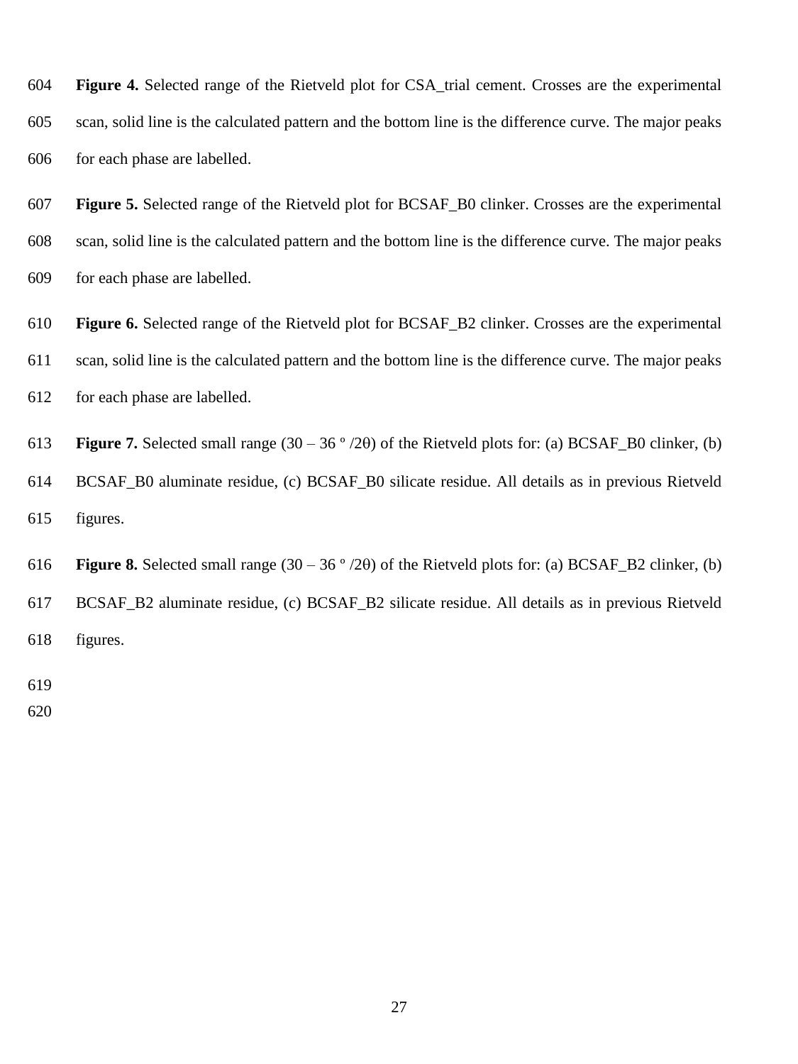**Figure 4.** Selected range of the Rietveld plot for CSA_trial cement. Crosses are the experimental scan, solid line is the calculated pattern and the bottom line is the difference curve. The major peaks for each phase are labelled.

**Figure 5.** Selected range of the Rietveld plot for BCSAF_B0 clinker. Crosses are the experimental scan, solid line is the calculated pattern and the bottom line is the difference curve. The major peaks for each phase are labelled.

**Figure 6.** Selected range of the Rietveld plot for BCSAF_B2 clinker. Crosses are the experimental scan, solid line is the calculated pattern and the bottom line is the difference curve. The major peaks for each phase are labelled.

**Figure 7.** Selected small range (30 – 36 º /2θ) of the Rietveld plots for: (a) BCSAF_B0 clinker, (b) BCSAF_B0 aluminate residue, (c) BCSAF_B0 silicate residue. All details as in previous Rietveld figures.

**Figure 8.** Selected small range (30 – 36 º /2θ) of the Rietveld plots for: (a) BCSAF_B2 clinker, (b) BCSAF_B2 aluminate residue, (c) BCSAF_B2 silicate residue. All details as in previous Rietveld figures.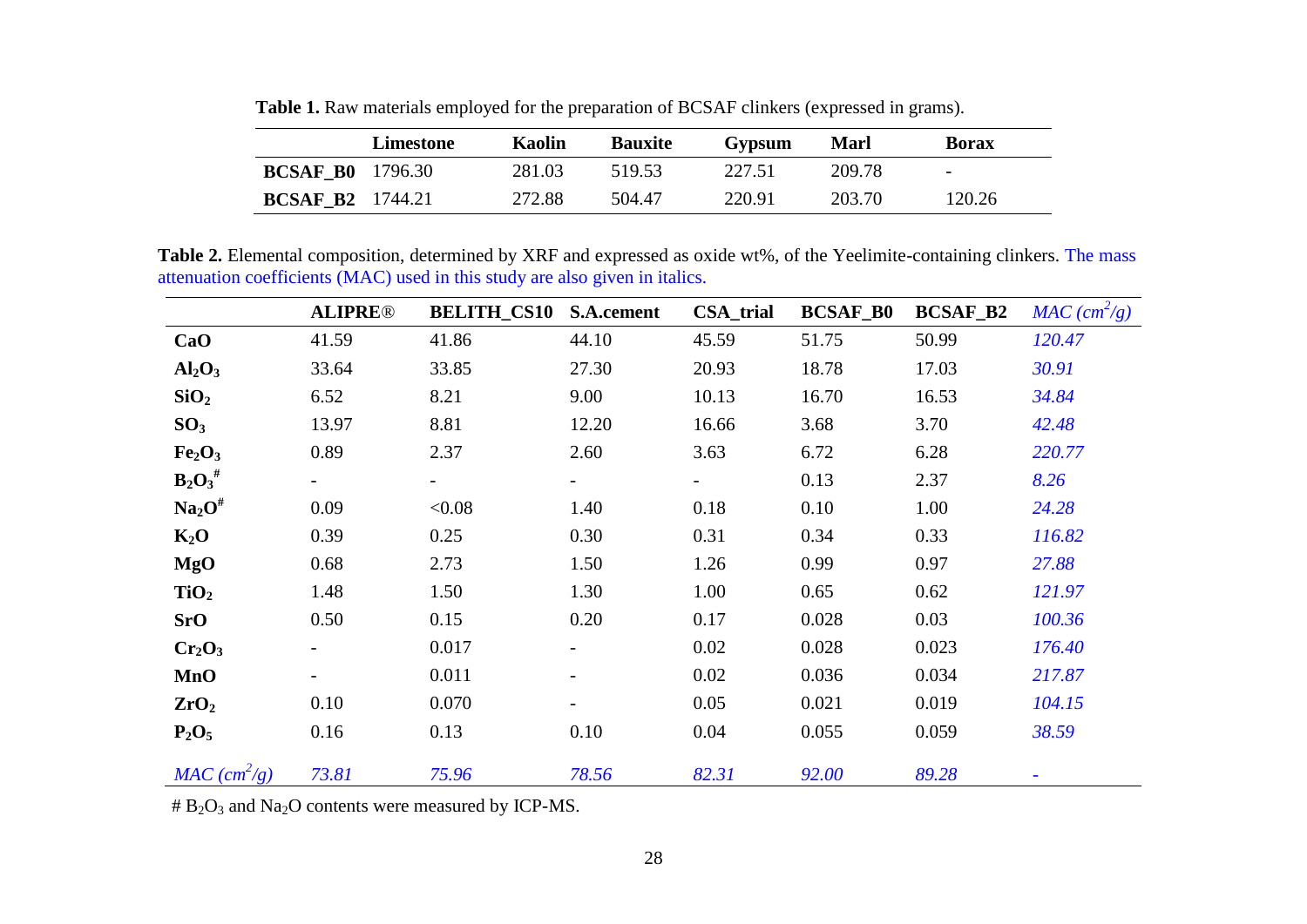**Table 1.** Raw materials employed for the preparation of BCSAF clinkers (expressed in grams).

| | Limestone | Kaolin | Bauxite | Gypsum | Marl | Borax |
|---|---|---|---|---|---|---|
| **BCSAF_B0** | 1796.30 | 281.03 | 519.53 | 227.51 | 209.78 | - |
| **BCSAF_B2** | 1744.21 | 272.88 | 504.47 | 220.91 | 203.70 | 120.26 |

**Table 2.** Elemental composition, determined by XRF and expressed as oxide wt%, of the Yeelimite-containing clinkers. The mass attenuation coefficients (MAC) used in this study are also given in italics.

| | ALIPRE® | BELITH_CS10 | S.A.cement | CSA_trial | BCSAF_B0 | BCSAF_B2 | *MAC ($cm^2/g$)* |
|---|---|---|---|---|---|---|---|
| **CaO** | 41.59 | 41.86 | 44.10 | 45.59 | 51.75 | 50.99 | *120.47* |
| **$Al_2O_3$** | 33.64 | 33.85 | 27.30 | 20.93 | 18.78 | 17.03 | *30.91* |
| **$SiO_2$** | 6.52 | 8.21 | 9.00 | 10.13 | 16.70 | 16.53 | *34.84* |
| **$SO_3$** | 13.97 | 8.81 | 12.20 | 16.66 | 3.68 | 3.70 | *42.48* |
| **$Fe_2O_3$** | 0.89 | 2.37 | 2.60 | 3.63 | 6.72 | 6.28 | *220.77* |
| **$B_2O_3$#** | - | - | - | - | 0.13 | 2.37 | *8.26* |
| **$Na_2O$#** | 0.09 | <0.08 | 1.40 | 0.18 | 0.10 | 1.00 | *24.28* |
| **$K_2O$** | 0.39 | 0.25 | 0.30 | 0.31 | 0.34 | 0.33 | *116.82* |
| **MgO** | 0.68 | 2.73 | 1.50 | 1.26 | 0.99 | 0.97 | *27.88* |
| **$TiO_2$** | 1.48 | 1.50 | 1.30 | 1.00 | 0.65 | 0.62 | *121.97* |
| **SrO** | 0.50 | 0.15 | 0.20 | 0.17 | 0.028 | 0.03 | *100.36* |
| **$Cr_2O_3$** | - | 0.017 | - | 0.02 | 0.028 | 0.023 | *176.40* |
| **MnO** | - | 0.011 | - | 0.02 | 0.036 | 0.034 | *217.87* |
| **$ZrO_2$** | 0.10 | 0.070 | - | 0.05 | 0.021 | 0.019 | *104.15* |
| **$P_2O_5$** | 0.16 | 0.13 | 0.10 | 0.04 | 0.055 | 0.059 | *38.59* |
| *MAC ($cm^2/g$)* | *73.81* | *75.96* | *78.56* | *82.31* | *92.00* | *89.28* | - |

# $B_2O_3$ and $Na_2O$ contents were measured by ICP-MS.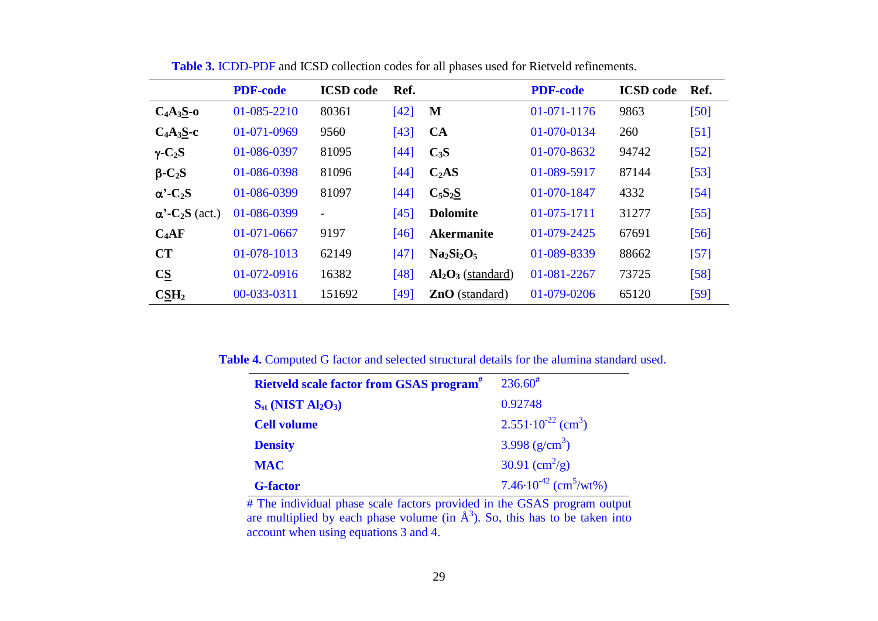**Table 3.** ICDD-PDF and ICSD collection codes for all phases used for Rietveld refinements.

| | PDF-code | ICSD code | Ref. | | PDF-code | ICSD code | Ref. |
|---|---|---|---|---|---|---|---|
| **$C_4A_3\underline{S}$-o** | 01-085-2210 | 80361 | [42] | **M** | 01-071-1176 | 9863 | [50] |
| **$C_4A_3\underline{S}$-c** | 01-071-0969 | 9560 | [43] | **CA** | 01-070-0134 | 260 | [51] |
| **$\gamma$-$C_2S$** | 01-086-0397 | 81095 | [44] | **$C_3S$** | 01-070-8632 | 94742 | [52] |
| **$\beta$-$C_2S$** | 01-086-0398 | 81096 | [44] | **$C_2AS$** | 01-089-5917 | 87144 | [53] |
| **$\alpha$'-$C_2S$** | 01-086-0399 | 81097 | [44] | **$C_5S_2\underline{S}$** | 01-070-1847 | 4332 | [54] |
| **$\alpha$'-$C_2S$** (act.) | 01-086-0399 | - | [45] | **Dolomite** | 01-075-1711 | 31277 | [55] |
| **$C_4AF$** | 01-071-0667 | 9197 | [46] | **Akermanite** | 01-079-2425 | 67691 | [56] |
| **CT** | 01-078-1013 | 62149 | [47] | **$Na_2Si_2O_5$** | 01-089-8339 | 88662 | [57] |
| **$C\underline{S}$** | 01-072-0916 | 16382 | [48] | **$Al_2O_3$** (standard) | 01-081-2267 | 73725 | [58] |
| **$C\underline{S}H_2$** | 00-033-0311 | 151692 | [49] | **ZnO** (standard) | 01-079-0206 | 65120 | [59] |

**Table 4.** Computed G factor and selected structural details for the alumina standard used.

| | |
|---|---|
| **Rietveld scale factor from GSAS program#** | 236.60# |
| **$S_{st}$ (NIST $Al_2O_3$)** | 0.92748 |
| **Cell volume** | $2.551 \cdot 10^{-22}$ ($cm^3$) |
| **Density** | 3.998 ($g/cm^3$) |
| **MAC** | 30.91 ($cm^2/g$) |
| **G-factor** | $7.46 \cdot 10^{-42}$ ($cm^5$/wt%) |

# The individual phase scale factors provided in the GSAS program output are multiplied by each phase volume (in $Å^3$). So, this has to be taken into account when using equations 3 and 4.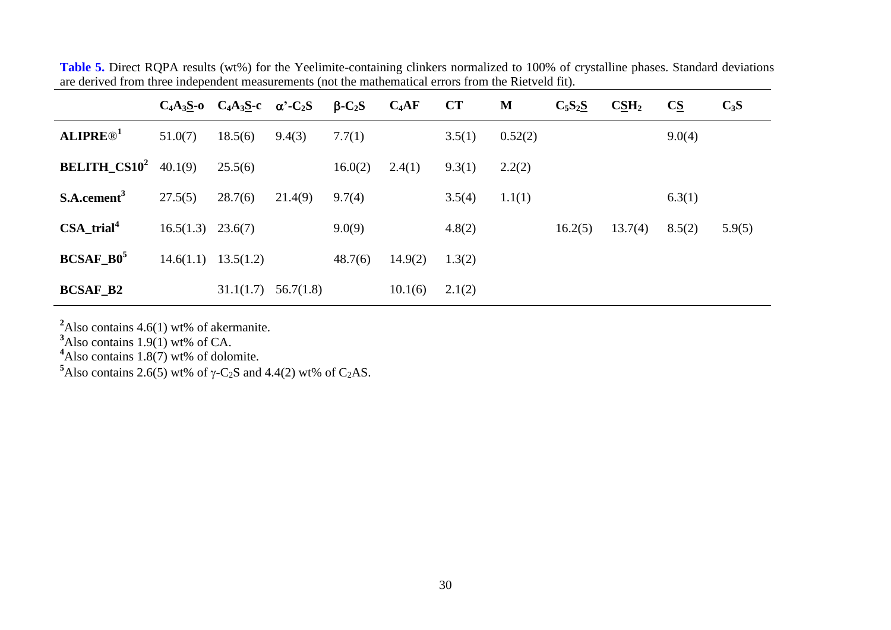**Table 5.** Direct RQPA results (wt%) for the Yeelimite-containing clinkers normalized to 100% of crystalline phases. Standard deviations are derived from three independent measurements (not the mathematical errors from the Rietveld fit).

| | $C_4A_3\underline{S}$-o | $C_4A_3\underline{S}$-c | $\alpha$'-$C_2S$ | $\beta$-$C_2S$ | $C_4AF$ | CT | M | $C_5S_2\underline{S}$ | $C\underline{S}H_2$ | $C\underline{S}$ | $C_3S$ |
|---|---|---|---|---|---|---|---|---|---|---|---|
| **ALIPRE®[1]** | 51.0(7) | 18.5(6) | 9.4(3) | 7.7(1) | | 3.5(1) | 0.52(2) | | | 9.0(4) | |
| **BELITH_CS10[2]** | 40.1(9) | 25.5(6) | | 16.0(2) | 2.4(1) | 9.3(1) | 2.2(2) | | | | |
| **S.A.cement[3]** | 27.5(5) | 28.7(6) | 21.4(9) | 9.7(4) | | 3.5(4) | 1.1(1) | | | 6.3(1) | |
| **CSA_trial[4]** | 16.5(1.3) | 23.6(7) | | 9.0(9) | | 4.8(2) | | 16.2(5) | 13.7(4) | 8.5(2) | 5.9(5) |
| **BCSAF_B0[5]** | 14.6(1.1) | 13.5(1.2) | | 48.7(6) | 14.9(2) | 1.3(2) | | | | | |
| **BCSAF_B2** | | 31.1(1.7) | 56.7(1.8) | | 10.1(6) | 2.1(2) | | | | | |

[2]Also contains 4.6(1) wt% of akermanite.
[3]Also contains 1.9(1) wt% of CA.
[4]Also contains 1.8(7) wt% of dolomite.
[5]Also contains 2.6(5) wt% of $\gamma$-$C_2S$ and 4.4(2) wt% of $C_2AS$.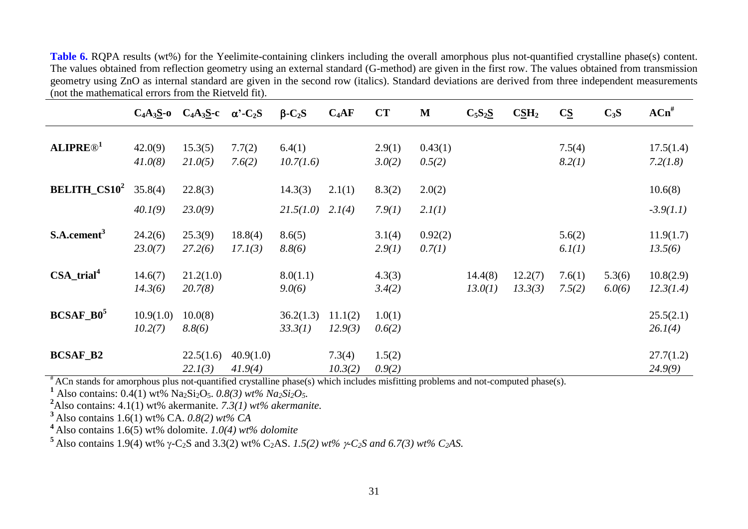**Table 6.** RQPA results (wt%) for the Yeelimite-containing clinkers including the overall amorphous plus not-quantified crystalline phase(s) content. The values obtained from reflection geometry using an external standard (G-method) are given in the first row. The values obtained from transmission geometry using ZnO as internal standard are given in the second row (italics). Standard deviations are derived from three independent measurements (not the mathematical errors from the Rietveld fit).

| | $C_4A_3\underline{S}$-o | $C_4A_3\underline{S}$-c | $\alpha'$-$C_2S$ | $\beta$-$C_2S$ | $C_4AF$ | CT | M | $C_5S_2\underline{S}$ | $C\underline{S}H_2$ | $C\underline{S}$ | $C_3S$ | ACn[#] |
|---|---|---|---|---|---|---|---|---|---|---|---|---|
| **ALIPRE®**[1] | 42.0(9) | 15.3(5) | 7.7(2) | 6.4(1) | | 2.9(1) | 0.43(1) | | | 7.5(4) | | 17.5(1.4) |
| | *41.0(8)* | *21.0(5)* | *7.6(2)* | *10.7(1.6)* | | *3.0(2)* | *0.5(2)* | | | *8.2(1)* | | *7.2(1.8)* |
| **BELITH_CS10**[2] | 35.8(4) | 22.8(3) | | 14.3(3) | 2.1(1) | 8.3(2) | 2.0(2) | | | | | 10.6(8) |
| | *40.1(9)* | *23.0(9)* | | *21.5(1.0)* | *2.1(4)* | *7.9(1)* | *2.1(1)* | | | | | *-3.9(1.1)* |
| **S.A.cement**[3] | 24.2(6) | 25.3(9) | 18.8(4) | 8.6(5) | | 3.1(4) | 0.92(2) | | | 5.6(2) | | 11.9(1.7) |
| | *23.0(7)* | *27.2(6)* | *17.1(3)* | *8.8(6)* | | *2.9(1)* | *0.7(1)* | | | *6.1(1)* | | *13.5(6)* |
| **CSA_trial**[4] | 14.6(7) | 21.2(1.0) | | 8.0(1.1) | | 4.3(3) | | 14.4(8) | 12.2(7) | 7.6(1) | 5.3(6) | 10.8(2.9) |
| | *14.3(6)* | *20.7(8)* | | *9.0(6)* | | *3.4(2)* | | *13.0(1)* | *13.3(3)* | *7.5(2)* | *6.0(6)* | *12.3(1.4)* |
| **BCSAF_B0**[5] | 10.9(1.0) | 10.0(8) | | 36.2(1.3) | 11.1(2) | 1.0(1) | | | | | | 25.5(2.1) |
| | *10.2(7)* | *8.8(6)* | | *33.3(1)* | *12.9(3)* | *0.6(2)* | | | | | | *26.1(4)* |
| **BCSAF_B2** | | 22.5(1.6) | 40.9(1.0) | | 7.3(4) | 1.5(2) | | | | | | 27.7(1.2) |
| | | *22.1(3)* | *41.9(4)* | | *10.3(2)* | *0.9(2)* | | | | | | *24.9(9)* |

[#] ACn stands for amorphous plus not-quantified crystalline phase(s) which includes misfitting problems and not-computed phase(s).

[1] Also contains: 0.4(1) wt% $Na_2Si_2O_5$. *0.8(3) wt% $Na_2Si_2O_5$.*

[2] Also contains: 4.1(1) wt% akermanite. *7.3(1) wt% akermanite.*

[3] Also contains 1.6(1) wt% CA. *0.8(2) wt% CA*

[4] Also contains 1.6(5) wt% dolomite. *1.0(4) wt% dolomite*

[5] Also contains 1.9(4) wt% $\gamma$-$C_2S$ and 3.3(2) wt% $C_2AS$. *1.5(2) wt% $\gamma$-$C_2S$ and 6.7(3) wt% $C_2AS$.*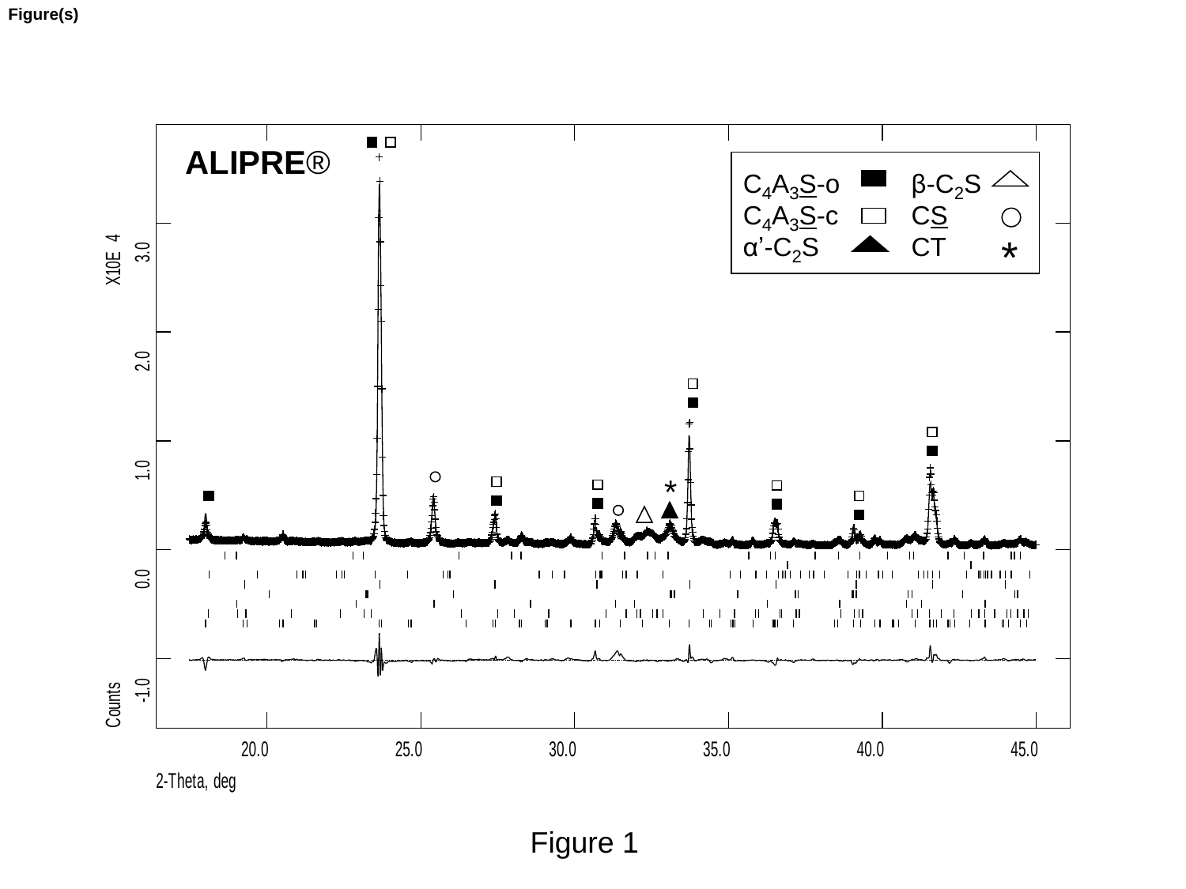Figure(s)

Figure 1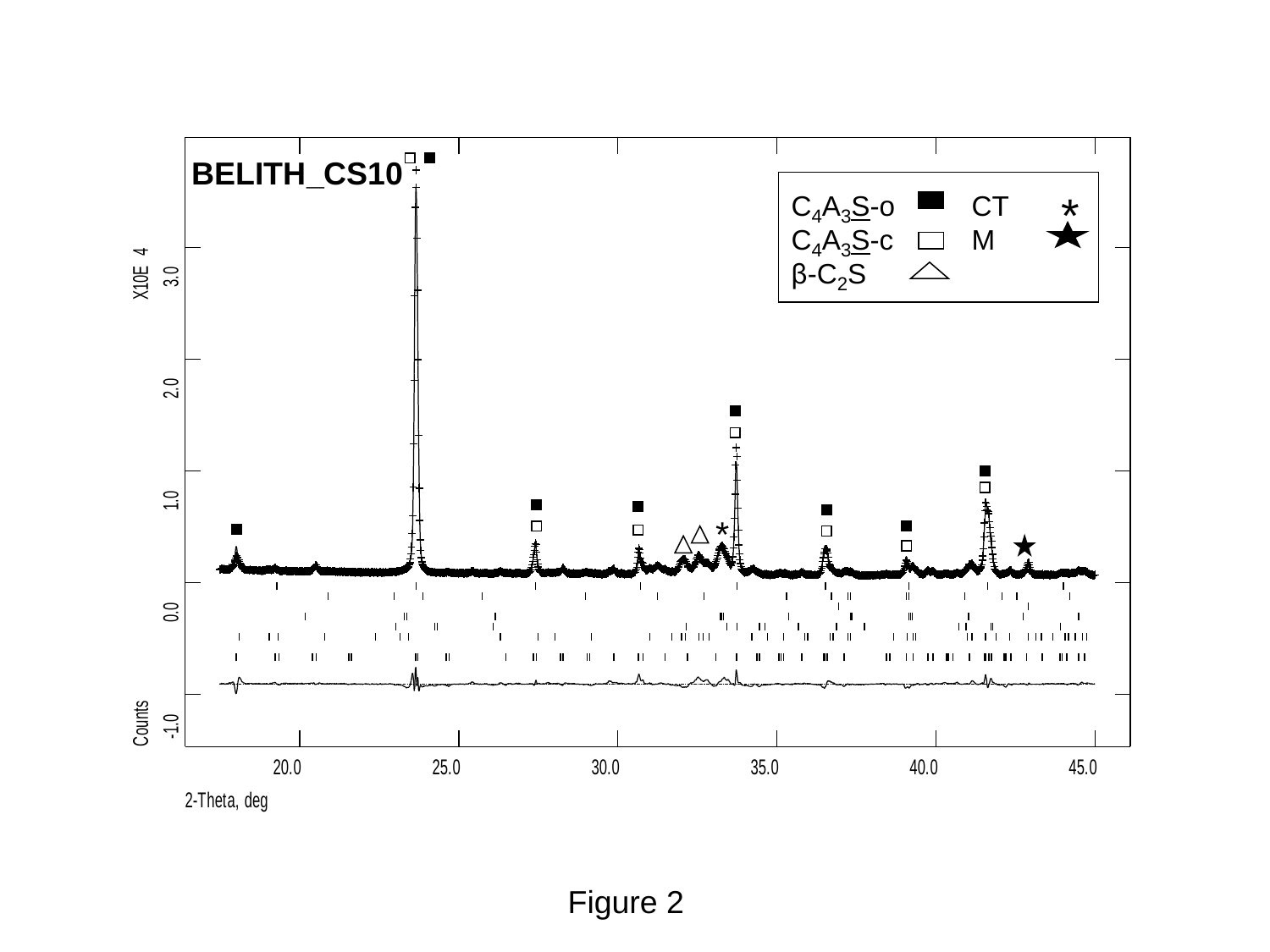Figure 2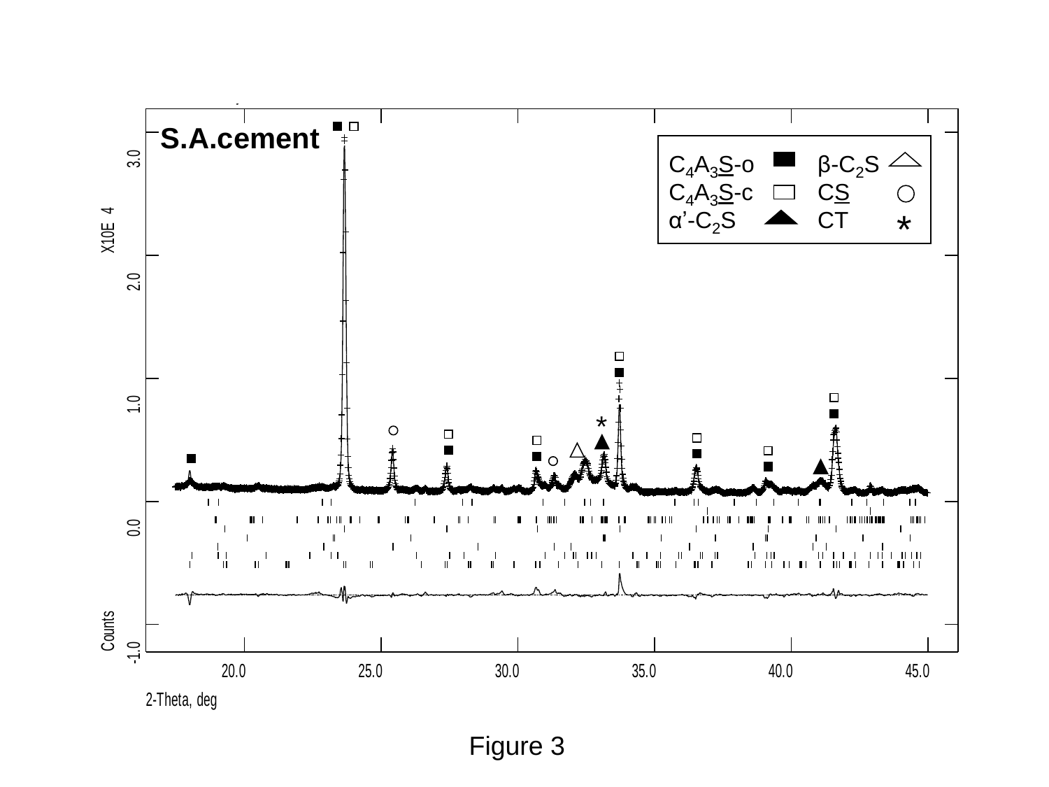S.A.cement

$C_4A_3\underline{S}$-o ■ β-$C_2S$ △
$C_4A_3\underline{S}$-c □ $C\underline{S}$ ○
α'-$C_2S$ ▲ CT *

X10E 4

Counts

2-Theta, deg

Figure 3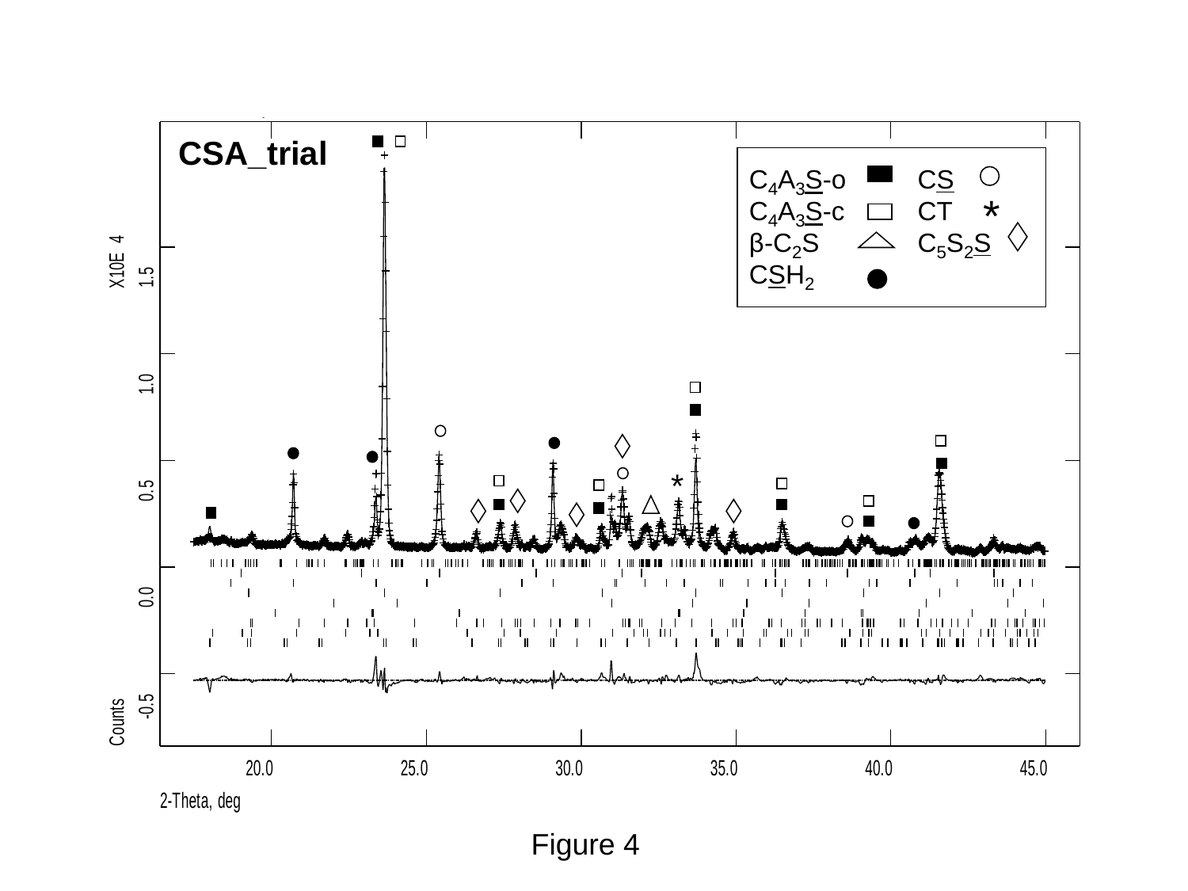CSA_trial

| | | | |
|---|---|---|---|
| $C_4A_3\underline{S}$-o | ■ | $C\underline{S}$ | ○ |
| $C_4A_3\underline{S}$-c | □ | CT | * |
| β-$C_2S$ | △ | $C_5S_2\underline{S}$ | ◊ |
| $C\underline{S}H_2$ | ● | | |

X10E 4

Counts

2-Theta, deg

Figure 4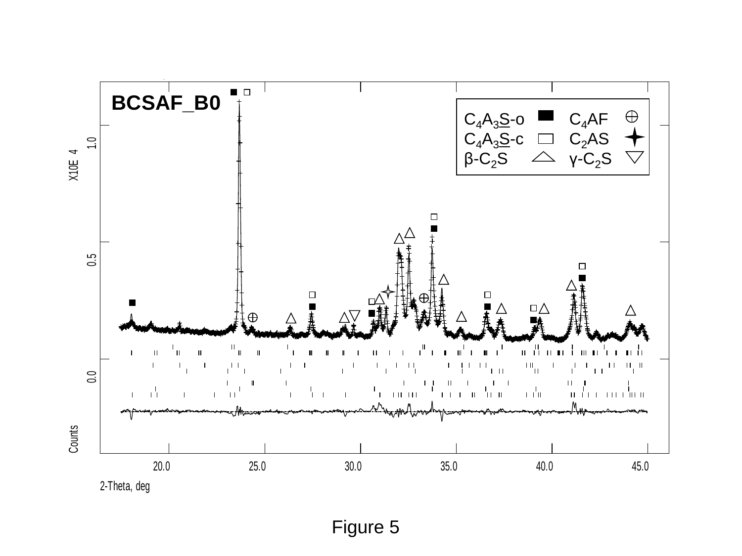Figure 5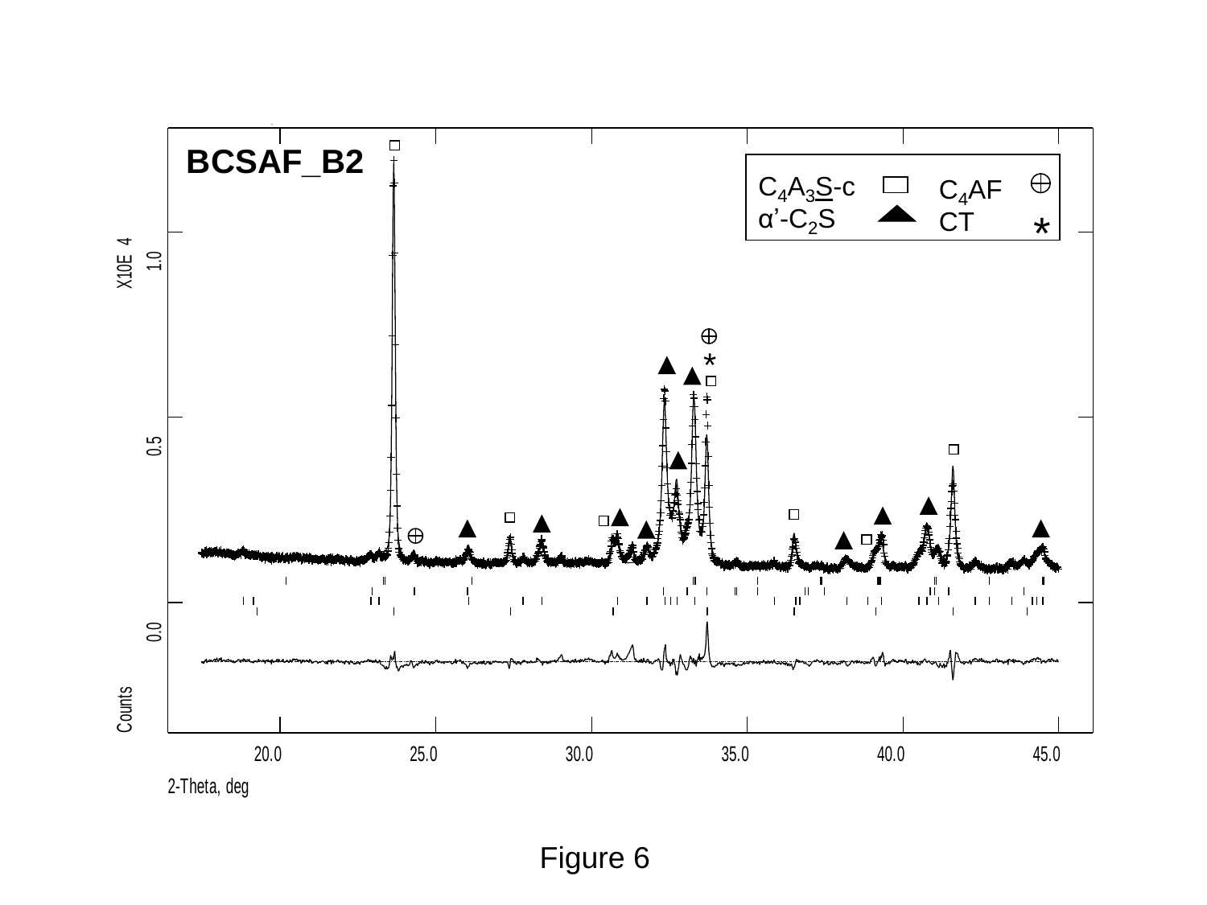Figure 6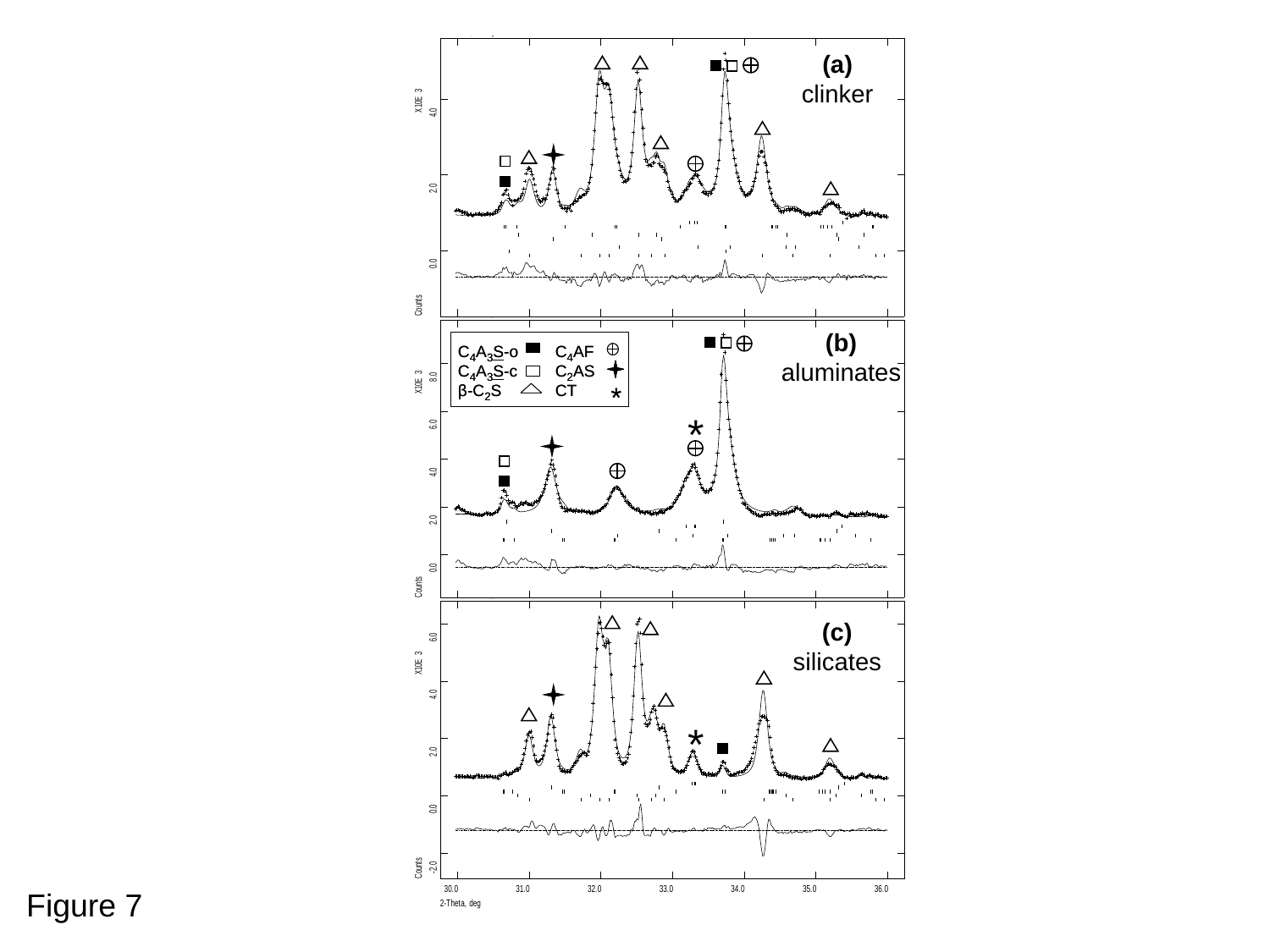Figure 7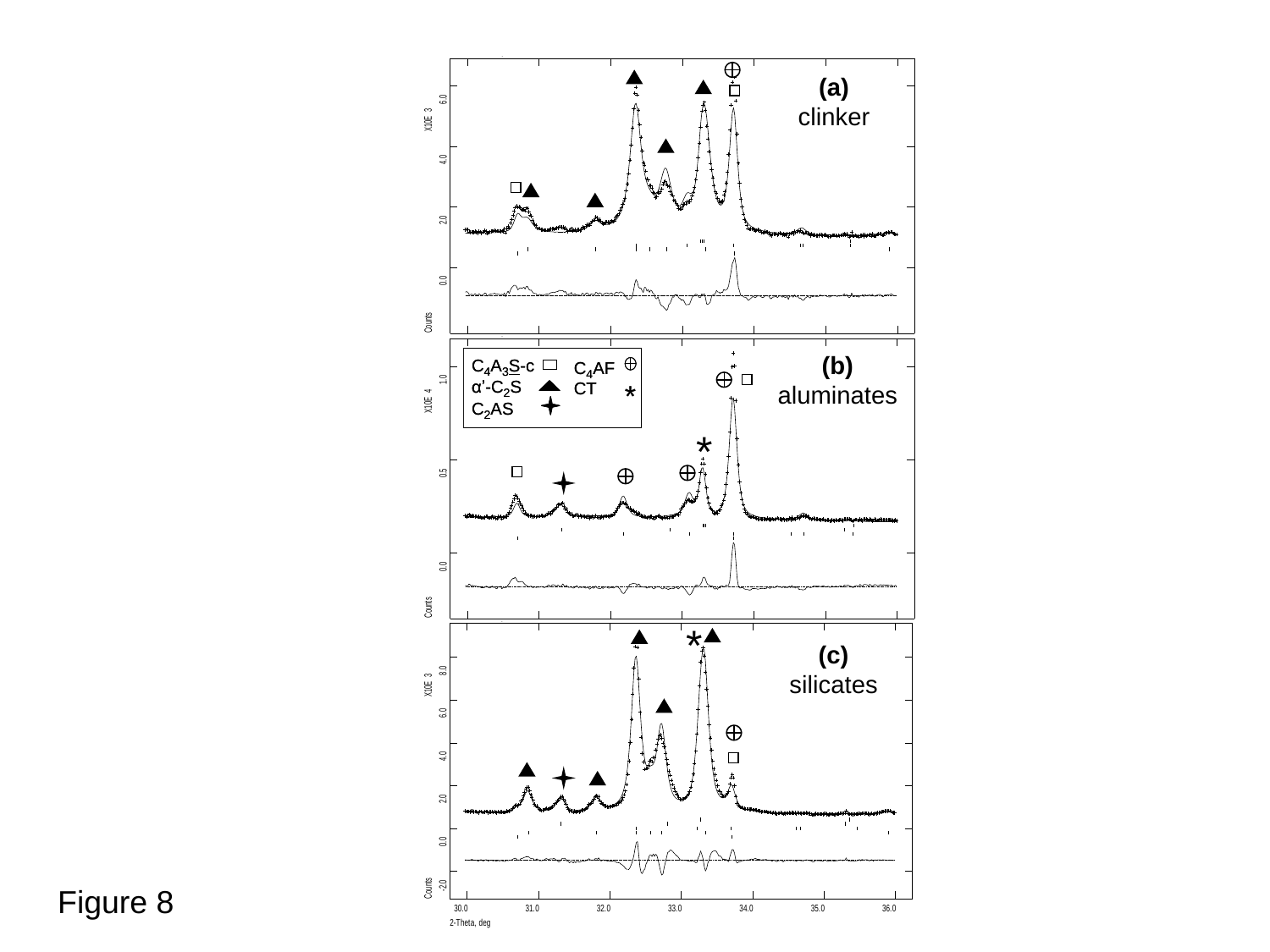(a)
clinker

X10E 3

6.0

4.0

2.0

0.0

Counts

(b)
aluminates

$C_4A_3\underline{S}$-c

α'-$C_2S$

$C_2AS$

$C_4AF$

CT

X10E 4

1.0

0.5

0.0

Counts

(c)
silicates

X10E 3

8.0

6.0

4.0

2.0

0.0

-2.0

Counts

30.0

31.0

32.0

33.0

34.0

35.0

36.0

2-Theta, deg

Figure 8